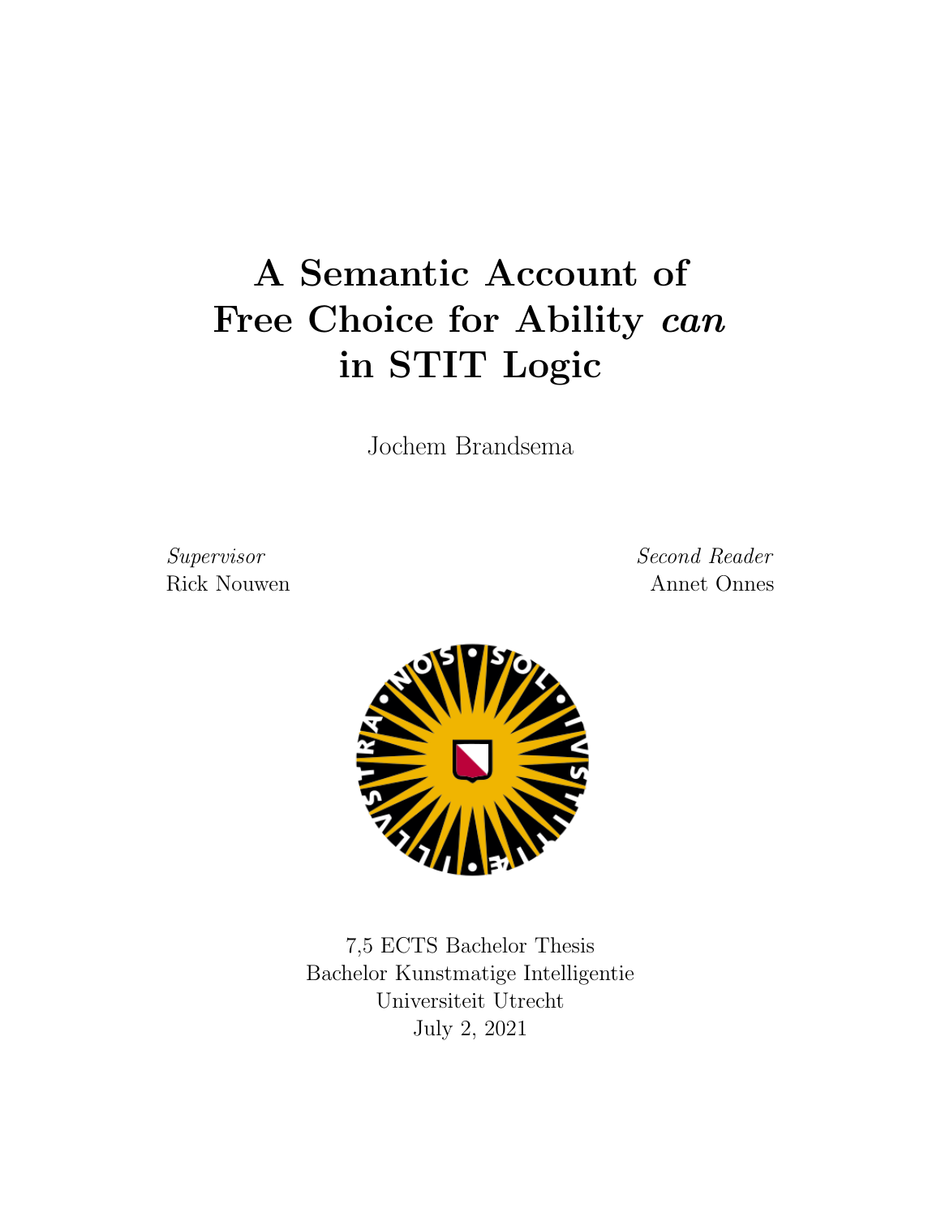# A Semantic Account of Free Choice for Ability *can* in STIT Logic

Jochem Brandsema

*Supervisor*
Rick Nouwen

*Second Reader*
Annet Onnes

7,5 ECTS Bachelor Thesis
Bachelor Kunstmatige Intelligentie
Universiteit Utrecht
July 2, 2021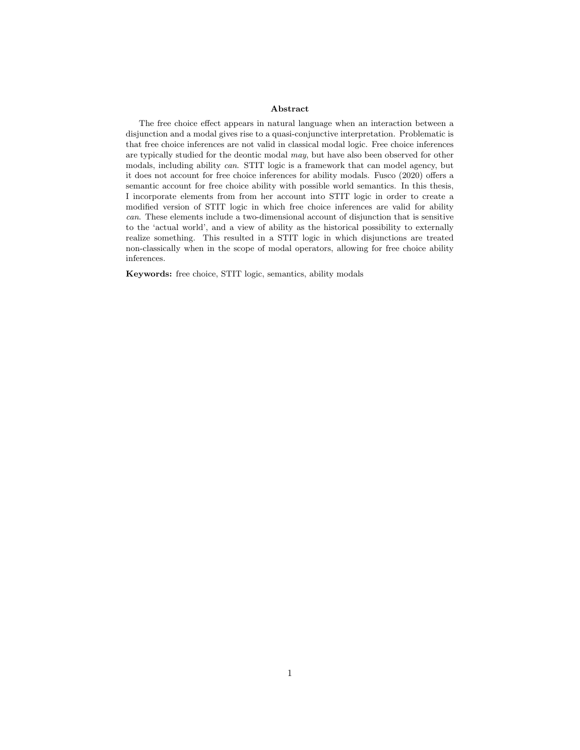## Abstract

The free choice effect appears in natural language when an interaction between a disjunction and a modal gives rise to a quasi-conjunctive interpretation. Problematic is that free choice inferences are not valid in classical modal logic. Free choice inferences are typically studied for the deontic modal *may*, but have also been observed for other modals, including ability *can*. STIT logic is a framework that can model agency, but it does not account for free choice inferences for ability modals. Fusco (2020) offers a semantic account for free choice ability with possible world semantics. In this thesis, I incorporate elements from from her account into STIT logic in order to create a modified version of STIT logic in which free choice inferences are valid for ability *can*. These elements include a two-dimensional account of disjunction that is sensitive to the 'actual world', and a view of ability as the historical possibility to externally realize something. This resulted in a STIT logic in which disjunctions are treated non-classically when in the scope of modal operators, allowing for free choice ability inferences.

**Keywords:** free choice, STIT logic, semantics, ability modals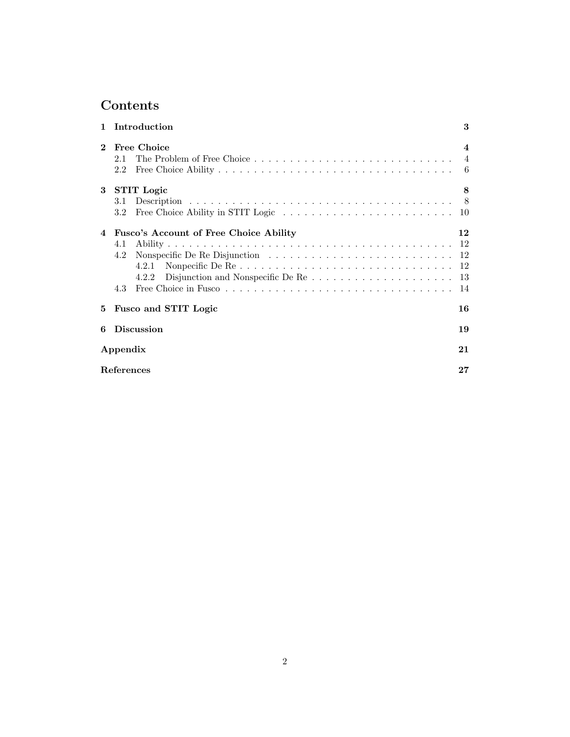# Contents

**1 Introduction** **3**

**2 Free Choice** **4**
- 2.1 The Problem of Free Choice . . . . . . . . . . . . . . . . . . . . . . . . . . . . 4
- 2.2 Free Choice Ability . . . . . . . . . . . . . . . . . . . . . . . . . . . . . . . . . 6

**3 STIT Logic** **8**
- 3.1 Description . . . . . . . . . . . . . . . . . . . . . . . . . . . . . . . . . . . . . 8
- 3.2 Free Choice Ability in STIT Logic . . . . . . . . . . . . . . . . . . . . . . . 10

**4 Fusco's Account of Free Choice Ability** **12**
- 4.1 Ability . . . . . . . . . . . . . . . . . . . . . . . . . . . . . . . . . . . . . . . . 12
- 4.2 Nonspecific De Re Disjunction . . . . . . . . . . . . . . . . . . . . . . . . . 12
  - 4.2.1 Nonpecific De Re . . . . . . . . . . . . . . . . . . . . . . . . . . . . . 12
  - 4.2.2 Disjunction and Nonspecific De Re . . . . . . . . . . . . . . . . . . . 13
- 4.3 Free Choice in Fusco . . . . . . . . . . . . . . . . . . . . . . . . . . . . . . . 14

**5 Fusco and STIT Logic** **16**

**6 Discussion** **19**

**Appendix** **21**

**References** **27**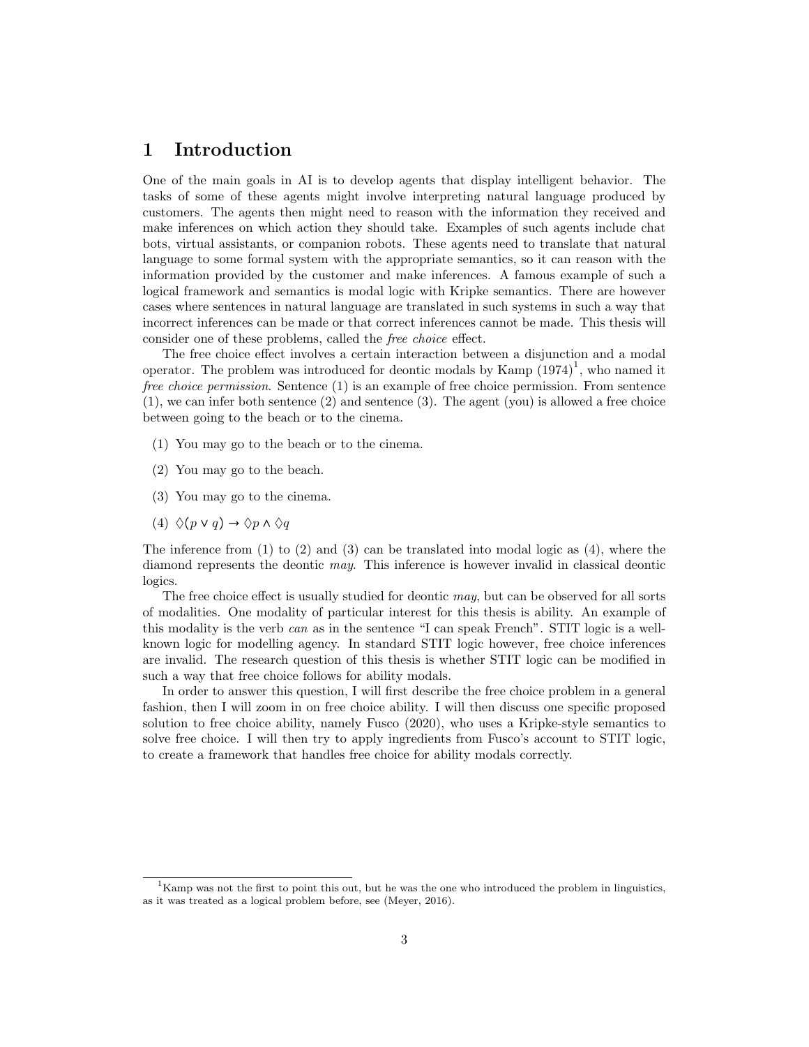# 1 Introduction

One of the main goals in AI is to develop agents that display intelligent behavior. The tasks of some of these agents might involve interpreting natural language produced by customers. The agents then might need to reason with the information they received and make inferences on which action they should take. Examples of such agents include chat bots, virtual assistants, or companion robots. These agents need to translate that natural language to some formal system with the appropriate semantics, so it can reason with the information provided by the customer and make inferences. A famous example of such a logical framework and semantics is modal logic with Kripke semantics. There are however cases where sentences in natural language are translated in such systems in such a way that incorrect inferences can be made or that correct inferences cannot be made. This thesis will consider one of these problems, called the *free choice* effect.

The free choice effect involves a certain interaction between a disjunction and a modal operator. The problem was introduced for deontic modals by Kamp (1974)[1], who named it *free choice permission*. Sentence (1) is an example of free choice permission. From sentence (1), we can infer both sentence (2) and sentence (3). The agent (you) is allowed a free choice between going to the beach or to the cinema.

(1) You may go to the beach or to the cinema.

(2) You may go to the beach.

(3) You may go to the cinema.

(4) $\Diamond(p \vee q) \rightarrow \Diamond p \wedge \Diamond q$

The inference from (1) to (2) and (3) can be translated into modal logic as (4), where the diamond represents the deontic *may*. This inference is however invalid in classical deontic logics.

The free choice effect is usually studied for deontic *may*, but can be observed for all sorts of modalities. One modality of particular interest for this thesis is ability. An example of this modality is the verb *can* as in the sentence "I can speak French". STIT logic is a well-known logic for modelling agency. In standard STIT logic however, free choice inferences are invalid. The research question of this thesis is whether STIT logic can be modified in such a way that free choice follows for ability modals.

In order to answer this question, I will first describe the free choice problem in a general fashion, then I will zoom in on free choice ability. I will then discuss one specific proposed solution to free choice ability, namely Fusco (2020), who uses a Kripke-style semantics to solve free choice. I will then try to apply ingredients from Fusco's account to STIT logic, to create a framework that handles free choice for ability modals correctly.

[1] Kamp was not the first to point this out, but he was the one who introduced the problem in linguistics, as it was treated as a logical problem before, see (Meyer, 2016).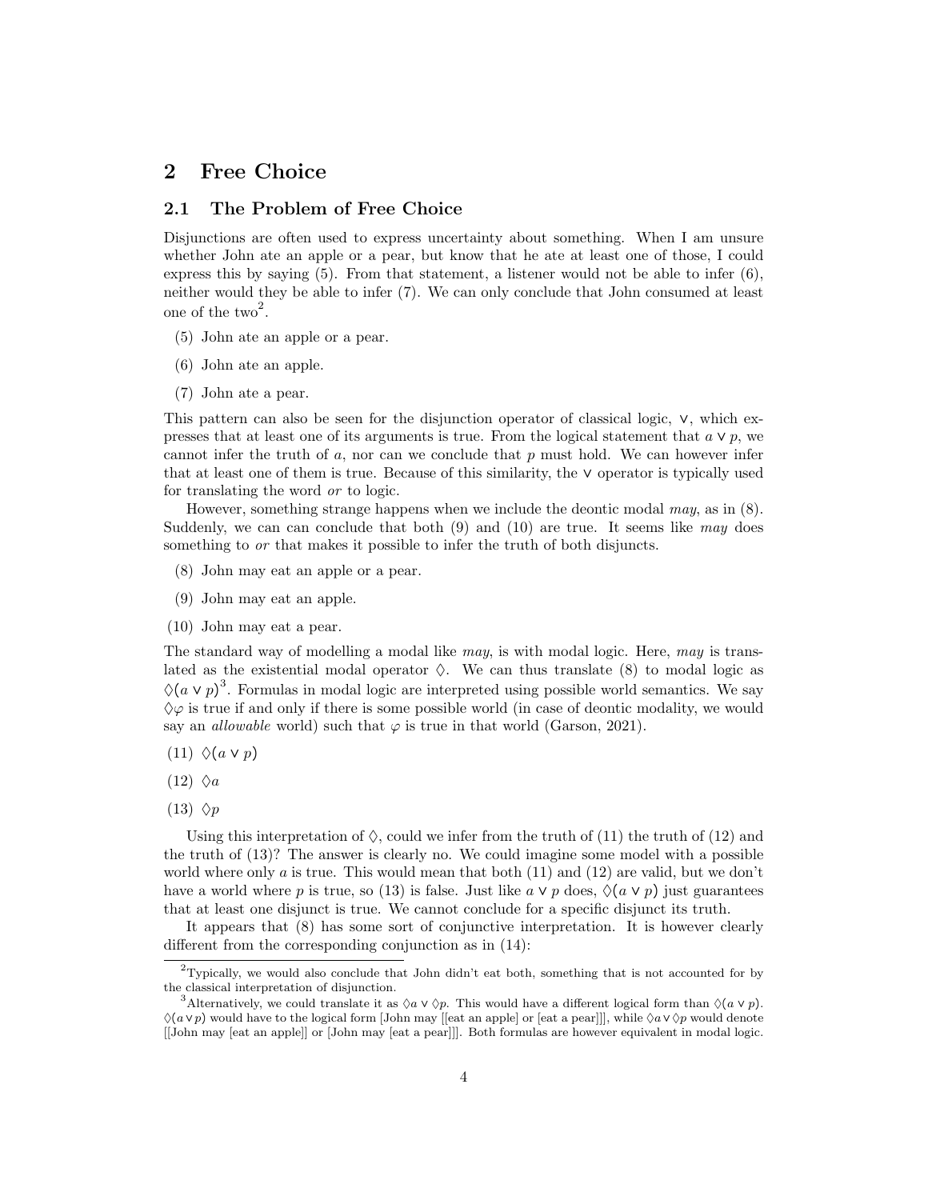## 2 Free Choice

### 2.1 The Problem of Free Choice

Disjunctions are often used to express uncertainty about something. When I am unsure whether John ate an apple or a pear, but know that he ate at least one of those, I could express this by saying (5). From that statement, a listener would not be able to infer (6), neither would they be able to infer (7). We can only conclude that John consumed at least one of the two[2].

(5) John ate an apple or a pear.

(6) John ate an apple.

(7) John ate a pear.

This pattern can also be seen for the disjunction operator of classical logic, $\vee$, which expresses that at least one of its arguments is true. From the logical statement that $a \vee p$, we cannot infer the truth of $a$, nor can we conclude that $p$ must hold. We can however infer that at least one of them is true. Because of this similarity, the $\vee$ operator is typically used for translating the word *or* to logic.

However, something strange happens when we include the deontic modal *may*, as in (8). Suddenly, we can can conclude that both (9) and (10) are true. It seems like *may* does something to *or* that makes it possible to infer the truth of both disjuncts.

(8) John may eat an apple or a pear.

(9) John may eat an apple.

(10) John may eat a pear.

The standard way of modelling a modal like *may*, is with modal logic. Here, *may* is translated as the existential modal operator $\Diamond$. We can thus translate (8) to modal logic as $\Diamond(a \vee p)$[3]. Formulas in modal logic are interpreted using possible world semantics. We say $\Diamond\varphi$ is true if and only if there is some possible world (in case of deontic modality, we would say an *allowable* world) such that $\varphi$ is true in that world (Garson, 2021).

(11) $\Diamond(a \vee p)$

(12) $\Diamond a$

(13) $\Diamond p$

Using this interpretation of $\Diamond$, could we infer from the truth of (11) the truth of (12) and the truth of (13)? The answer is clearly no. We could imagine some model with a possible world where only $a$ is true. This would mean that both (11) and (12) are valid, but we don't have a world where $p$ is true, so (13) is false. Just like $a \vee p$ does, $\Diamond(a \vee p)$ just guarantees that at least one disjunct is true. We cannot conclude for a specific disjunct its truth.

It appears that (8) has some sort of conjunctive interpretation. It is however clearly different from the corresponding conjunction as in (14):

---

[2] Typically, we would also conclude that John didn't eat both, something that is not accounted for by the classical interpretation of disjunction.

[3] Alternatively, we could translate it as $\Diamond a \vee \Diamond p$. This would have a different logical form than $\Diamond(a \vee p)$. $\Diamond(a \vee p)$ would have to the logical form [John may [[eat an apple] or [eat a pear]]], while $\Diamond a \vee \Diamond p$ would denote [[John may [eat an apple]] or [John may [eat a pear]]]. Both formulas are however equivalent in modal logic.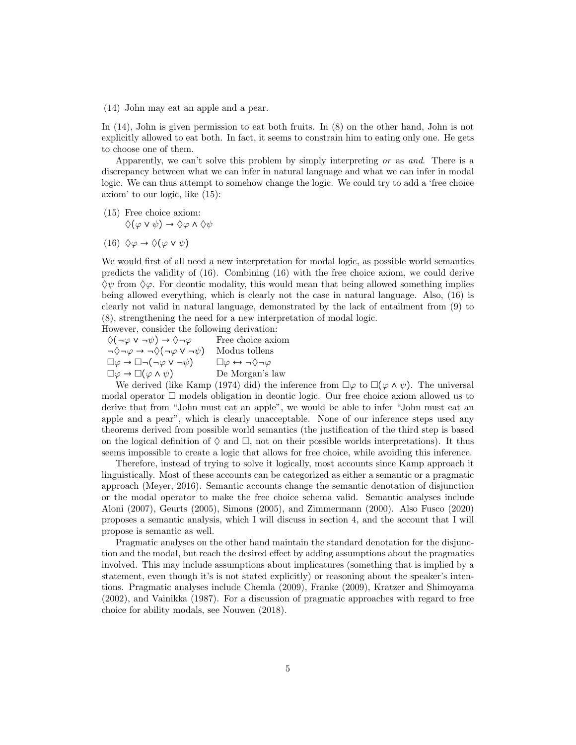(14) John may eat an apple and a pear.

In (14), John is given permission to eat both fruits. In (8) on the other hand, John is not explicitly allowed to eat both. In fact, it seems to constrain him to eating only one. He gets to choose one of them.

Apparently, we can't solve this problem by simply interpreting *or* as *and*. There is a discrepancy between what we can infer in natural language and what we can infer in modal logic. We can thus attempt to somehow change the logic. We could try to add a 'free choice axiom' to our logic, like (15):

(15) Free choice axiom:
$\Diamond(\varphi \vee \psi) \rightarrow \Diamond\varphi \wedge \Diamond\psi$

(16) $\Diamond\varphi \rightarrow \Diamond(\varphi \vee \psi)$

We would first of all need a new interpretation for modal logic, as possible world semantics predicts the validity of (16). Combining (16) with the free choice axiom, we could derive $\Diamond\psi$ from $\Diamond\varphi$. For deontic modality, this would mean that being allowed something implies being allowed everything, which is clearly not the case in natural language. Also, (16) is clearly not valid in natural language, demonstrated by the lack of entailment from (9) to (8), strengthening the need for a new interpretation of modal logic.

However, consider the following derivation:

| | |
|---|---|
| $\Diamond(\neg\varphi \vee \neg\psi) \rightarrow \Diamond\neg\varphi$ | Free choice axiom |
| $\neg\Diamond\neg\varphi \rightarrow \neg\Diamond(\neg\varphi \vee \neg\psi)$ | Modus tollens |
| $\Box\varphi \rightarrow \Box\neg(\neg\varphi \vee \neg\psi)$ | $\Box\varphi \leftrightarrow \neg\Diamond\neg\varphi$ |
| $\Box\varphi \rightarrow \Box(\varphi \wedge \psi)$ | De Morgan's law |

We derived (like Kamp (1974) did) the inference from $\Box\varphi$ to $\Box(\varphi \wedge \psi)$. The universal modal operator $\Box$ models obligation in deontic logic. Our free choice axiom allowed us to derive that from "John must eat an apple", we would be able to infer "John must eat an apple and a pear", which is clearly unacceptable. None of our inference steps used any theorems derived from possible world semantics (the justification of the third step is based on the logical definition of $\Diamond$ and $\Box$, not on their possible worlds interpretations). It thus seems impossible to create a logic that allows for free choice, while avoiding this inference.

Therefore, instead of trying to solve it logically, most accounts since Kamp approach it linguistically. Most of these accounts can be categorized as either a semantic or a pragmatic approach (Meyer, 2016). Semantic accounts change the semantic denotation of disjunction or the modal operator to make the free choice schema valid. Semantic analyses include Aloni (2007), Geurts (2005), Simons (2005), and Zimmermann (2000). Also Fusco (2020) proposes a semantic analysis, which I will discuss in section 4, and the account that I will propose is semantic as well.

Pragmatic analyses on the other hand maintain the standard denotation for the disjunction and the modal, but reach the desired effect by adding assumptions about the pragmatics involved. This may include assumptions about implicatures (something that is implied by a statement, even though it's is not stated explicitly) or reasoning about the speaker's intentions. Pragmatic analyses include Chemla (2009), Franke (2009), Kratzer and Shimoyama (2002), and Vainikka (1987). For a discussion of pragmatic approaches with regard to free choice for ability modals, see Nouwen (2018).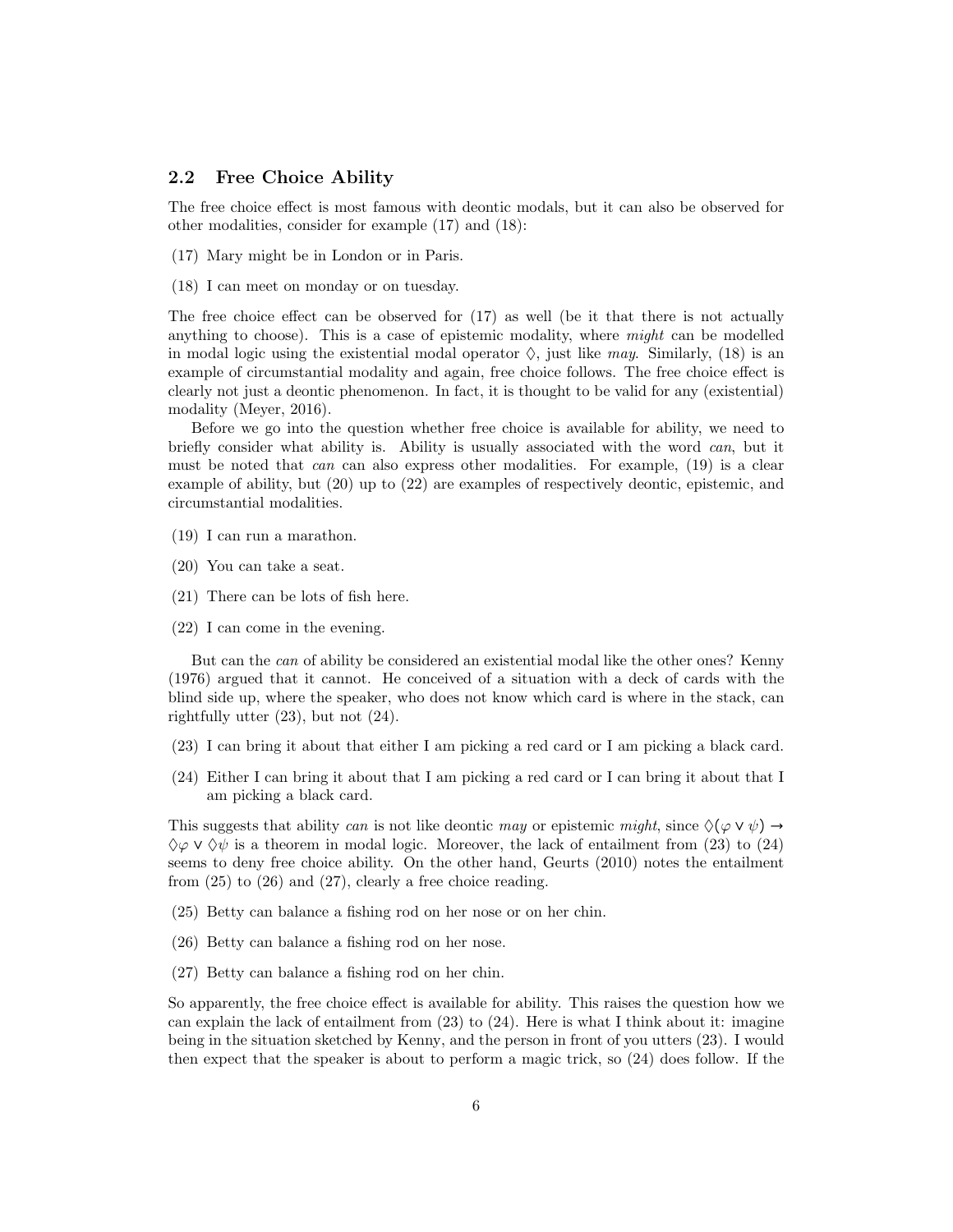### 2.2 Free Choice Ability

The free choice effect is most famous with deontic modals, but it can also be observed for other modalities, consider for example (17) and (18):

(17) Mary might be in London or in Paris.

(18) I can meet on monday or on tuesday.

The free choice effect can be observed for (17) as well (be it that there is not actually anything to choose). This is a case of epistemic modality, where *might* can be modelled in modal logic using the existential modal operator $\Diamond$, just like *may*. Similarly, (18) is an example of circumstantial modality and again, free choice follows. The free choice effect is clearly not just a deontic phenomenon. In fact, it is thought to be valid for any (existential) modality (Meyer, 2016).

Before we go into the question whether free choice is available for ability, we need to briefly consider what ability is. Ability is usually associated with the word *can*, but it must be noted that *can* can also express other modalities. For example, (19) is a clear example of ability, but (20) up to (22) are examples of respectively deontic, epistemic, and circumstantial modalities.

(19) I can run a marathon.

(20) You can take a seat.

(21) There can be lots of fish here.

(22) I can come in the evening.

But can the *can* of ability be considered an existential modal like the other ones? Kenny (1976) argued that it cannot. He conceived of a situation with a deck of cards with the blind side up, where the speaker, who does not know which card is where in the stack, can rightfully utter (23), but not (24).

(23) I can bring it about that either I am picking a red card or I am picking a black card.

(24) Either I can bring it about that I am picking a red card or I can bring it about that I am picking a black card.

This suggests that ability *can* is not like deontic *may* or epistemic *might*, since $\Diamond(\varphi \vee \psi) \rightarrow \Diamond\varphi \vee \Diamond\psi$ is a theorem in modal logic. Moreover, the lack of entailment from (23) to (24) seems to deny free choice ability. On the other hand, Geurts (2010) notes the entailment from (25) to (26) and (27), clearly a free choice reading.

(25) Betty can balance a fishing rod on her nose or on her chin.

(26) Betty can balance a fishing rod on her nose.

(27) Betty can balance a fishing rod on her chin.

So apparently, the free choice effect is available for ability. This raises the question how we can explain the lack of entailment from (23) to (24). Here is what I think about it: imagine being in the situation sketched by Kenny, and the person in front of you utters (23). I would then expect that the speaker is about to perform a magic trick, so (24) does follow. If the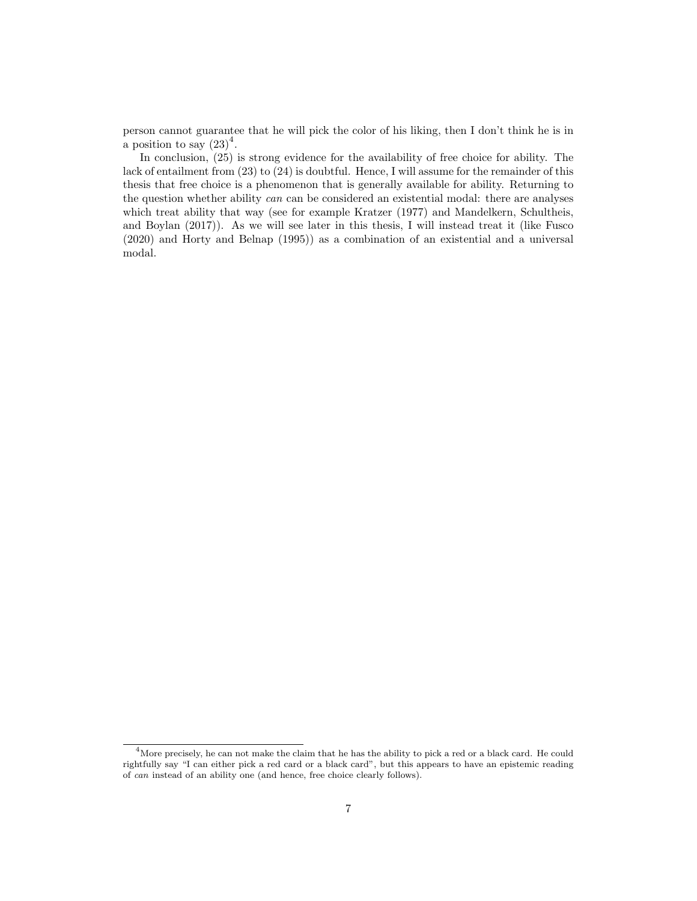person cannot guarantee that he will pick the color of his liking, then I don't think he is in a position to say (23)[4].

In conclusion, (25) is strong evidence for the availability of free choice for ability. The lack of entailment from (23) to (24) is doubtful. Hence, I will assume for the remainder of this thesis that free choice is a phenomenon that is generally available for ability. Returning to the question whether ability *can* can be considered an existential modal: there are analyses which treat ability that way (see for example Kratzer (1977) and Mandelkern, Schultheis, and Boylan (2017)). As we will see later in this thesis, I will instead treat it (like Fusco (2020) and Horty and Belnap (1995)) as a combination of an existential and a universal modal.

[4] More precisely, he can not make the claim that he has the ability to pick a red or a black card. He could rightfully say "I can either pick a red card or a black card", but this appears to have an epistemic reading of *can* instead of an ability one (and hence, free choice clearly follows).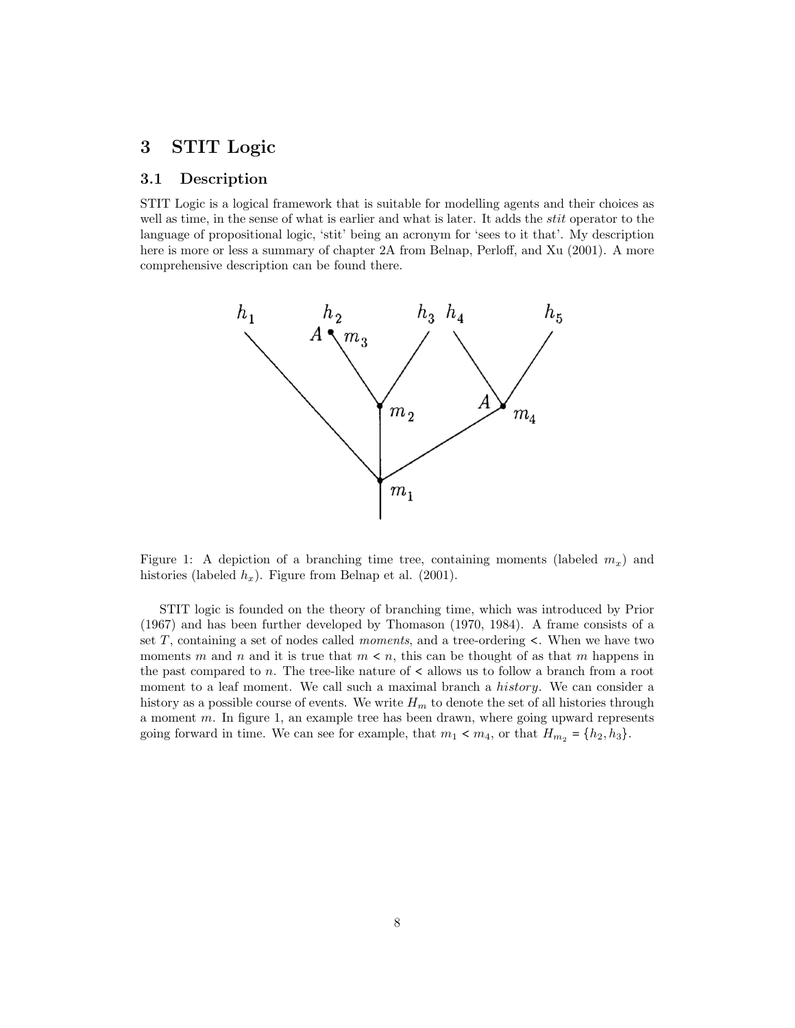## 3 STIT Logic

### 3.1 Description

STIT Logic is a logical framework that is suitable for modelling agents and their choices as well as time, in the sense of what is earlier and what is later. It adds the *stit* operator to the language of propositional logic, 'stit' being an acronym for 'sees to it that'. My description here is more or less a summary of chapter 2A from Belnap, Perloff, and Xu (2001). A more comprehensive description can be found there.

Figure 1: A depiction of a branching time tree, containing moments (labeled $m_x$) and histories (labeled $h_x$). Figure from Belnap et al. (2001).

STIT logic is founded on the theory of branching time, which was introduced by Prior (1967) and has been further developed by Thomason (1970, 1984). A frame consists of a set $T$, containing a set of nodes called *moments*, and a tree-ordering $<$. When we have two moments $m$ and $n$ and it is true that $m < n$, this can be thought of as that $m$ happens in the past compared to $n$. The tree-like nature of $<$ allows us to follow a branch from a root moment to a leaf moment. We call such a maximal branch a *history*. We can consider a history as a possible course of events. We write $H_m$ to denote the set of all histories through a moment $m$. In figure 1, an example tree has been drawn, where going upward represents going forward in time. We can see for example, that $m_1 < m_4$, or that $H_{m_2} = \{h_2, h_3\}$.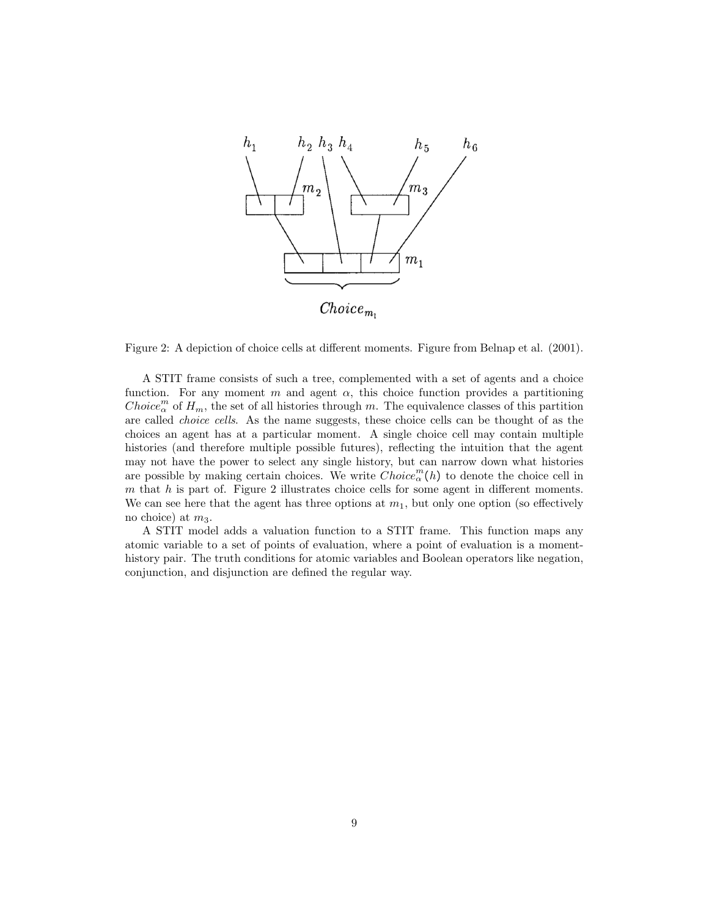Figure 2: A depiction of choice cells at different moments. Figure from Belnap et al. (2001).

A STIT frame consists of such a tree, complemented with a set of agents and a choice function. For any moment $m$ and agent $\alpha$, this choice function provides a partitioning $Choice^m_\alpha$ of $H_m$, the set of all histories through $m$. The equivalence classes of this partition are called *choice cells*. As the name suggests, these choice cells can be thought of as the choices an agent has at a particular moment. A single choice cell may contain multiple histories (and therefore multiple possible futures), reflecting the intuition that the agent may not have the power to select any single history, but can narrow down what histories are possible by making certain choices. We write $Choice^m_\alpha(h)$ to denote the choice cell in $m$ that $h$ is part of. Figure 2 illustrates choice cells for some agent in different moments. We can see here that the agent has three options at $m_1$, but only one option (so effectively no choice) at $m_3$.

A STIT model adds a valuation function to a STIT frame. This function maps any atomic variable to a set of points of evaluation, where a point of evaluation is a moment-history pair. The truth conditions for atomic variables and Boolean operators like negation, conjunction, and disjunction are defined the regular way.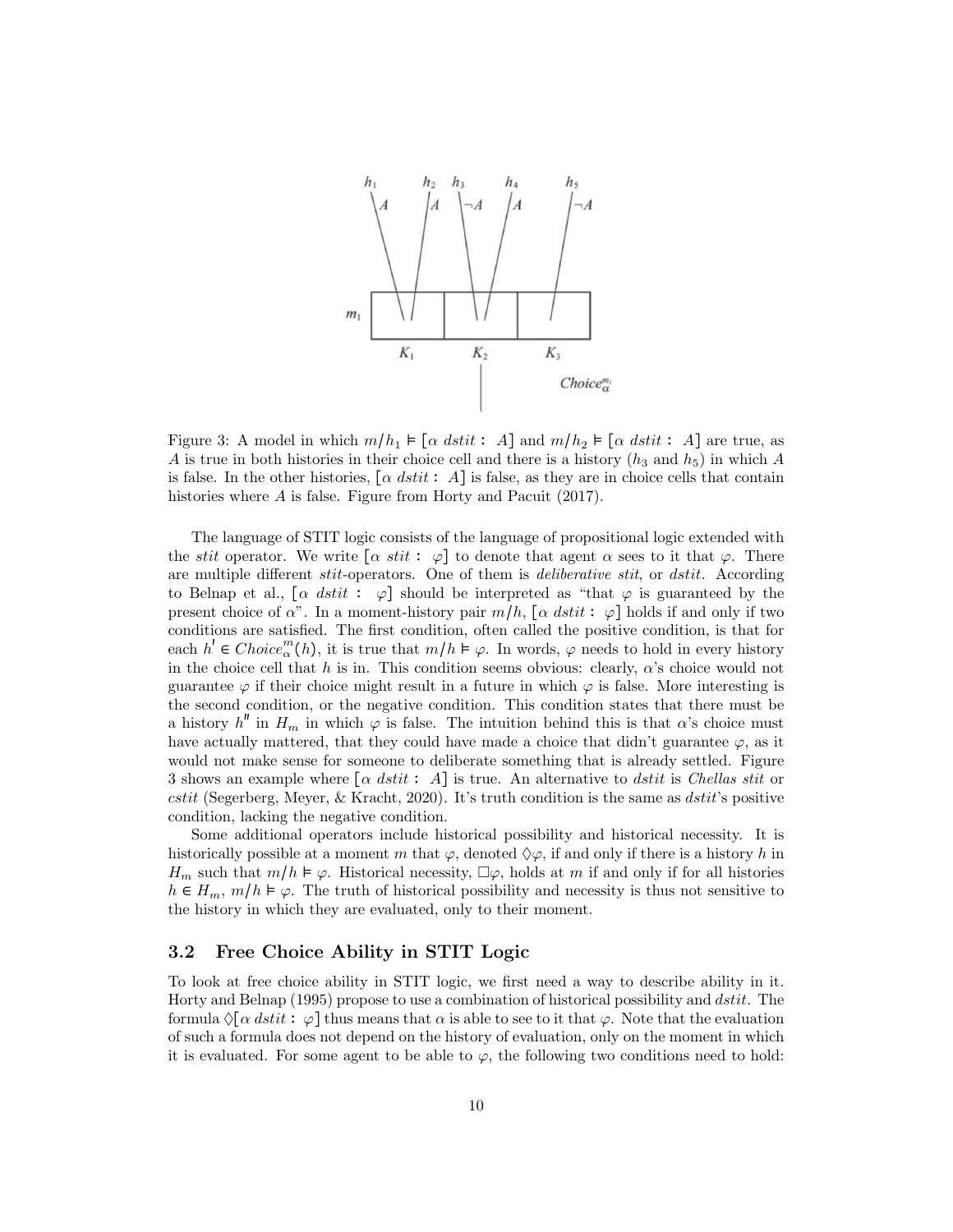Figure 3: A model in which $m/h_1 \vDash [\alpha\ dstit:\ A]$ and $m/h_2 \vDash [\alpha\ dstit:\ A]$ are true, as $A$ is true in both histories in their choice cell and there is a history ($h_3$ and $h_5$) in which $A$ is false. In the other histories, $[\alpha\ dstit:\ A]$ is false, as they are in choice cells that contain histories where $A$ is false. Figure from Horty and Pacuit (2017).

The language of STIT logic consists of the language of propositional logic extended with the *stit* operator. We write $[\alpha\ stit:\ \varphi]$ to denote that agent $\alpha$ sees to it that $\varphi$. There are multiple different *stit*-operators. One of them is *deliberative stit*, or *dstit*. According to Belnap et al., $[\alpha\ dstit:\ \varphi]$ should be interpreted as "that $\varphi$ is guaranteed by the present choice of $\alpha$". In a moment-history pair $m/h$, $[\alpha\ dstit:\ \varphi]$ holds if and only if two conditions are satisfied. The first condition, often called the positive condition, is that for each $h' \in Choice^m_\alpha(h)$, it is true that $m/h \vDash \varphi$. In words, $\varphi$ needs to hold in every history in the choice cell that $h$ is in. This condition seems obvious: clearly, $\alpha$'s choice would not guarantee $\varphi$ if their choice might result in a future in which $\varphi$ is false. More interesting is the second condition, or the negative condition. This condition states that there must be a history $h''$ in $H_m$ in which $\varphi$ is false. The intuition behind this is that $\alpha$'s choice must have actually mattered, that they could have made a choice that didn't guarantee $\varphi$, as it would not make sense for someone to deliberate something that is already settled. Figure 3 shows an example where $[\alpha\ dstit:\ A]$ is true. An alternative to *dstit* is *Chellas stit* or *cstit* (Segerberg, Meyer, & Kracht, 2020). It's truth condition is the same as *dstit*'s positive condition, lacking the negative condition.

Some additional operators include historical possibility and historical necessity. It is historically possible at a moment $m$ that $\varphi$, denoted $\Diamond\varphi$, if and only if there is a history $h$ in $H_m$ such that $m/h \vDash \varphi$. Historical necessity, $\Box\varphi$, holds at $m$ if and only if for all histories $h \in H_m$, $m/h \vDash \varphi$. The truth of historical possibility and necessity is thus not sensitive to the history in which they are evaluated, only to their moment.

### 3.2 Free Choice Ability in STIT Logic

To look at free choice ability in STIT logic, we first need a way to describe ability in it. Horty and Belnap (1995) propose to use a combination of historical possibility and *dstit*. The formula $\Diamond[\alpha\ dstit:\ \varphi]$ thus means that $\alpha$ is able to see to it that $\varphi$. Note that the evaluation of such a formula does not depend on the history of evaluation, only on the moment in which it is evaluated. For some agent to be able to $\varphi$, the following two conditions need to hold: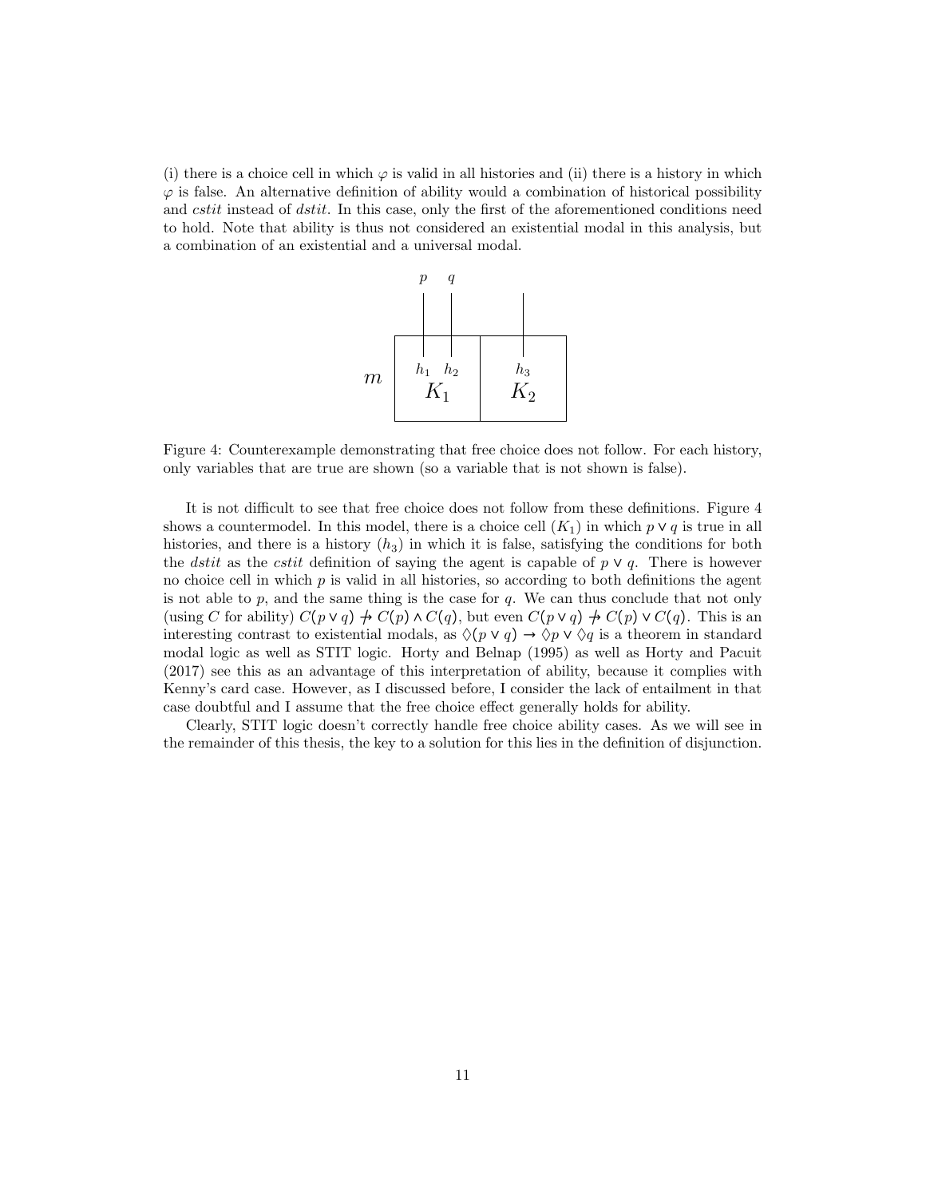(i) there is a choice cell in which $\varphi$ is valid in all histories and (ii) there is a history in which $\varphi$ is false. An alternative definition of ability would a combination of historical possibility and *cstit* instead of *dstit*. In this case, only the first of the aforementioned conditions need to hold. Note that ability is thus not considered an existential modal in this analysis, but a combination of an existential and a universal modal.

Figure 4: Counterexample demonstrating that free choice does not follow. For each history, only variables that are true are shown (so a variable that is not shown is false).

It is not difficult to see that free choice does not follow from these definitions. Figure 4 shows a countermodel. In this model, there is a choice cell ($K_1$) in which $p \lor q$ is true in all histories, and there is a history ($h_3$) in which it is false, satisfying the conditions for both the *dstit* as the *cstit* definition of saying the agent is capable of $p \lor q$. There is however no choice cell in which $p$ is valid in all histories, so according to both definitions the agent is not able to $p$, and the same thing is the case for $q$. We can thus conclude that not only (using $C$ for ability) $C(p \lor q) \nrightarrow C(p) \land C(q)$, but even $C(p \lor q) \nrightarrow C(p) \lor C(q)$. This is an interesting contrast to existential modals, as $\Diamond(p \lor q) \rightarrow \Diamond p \lor \Diamond q$ is a theorem in standard modal logic as well as STIT logic. Horty and Belnap (1995) as well as Horty and Pacuit (2017) see this as an advantage of this interpretation of ability, because it complies with Kenny's card case. However, as I discussed before, I consider the lack of entailment in that case doubtful and I assume that the free choice effect generally holds for ability.

Clearly, STIT logic doesn't correctly handle free choice ability cases. As we will see in the remainder of this thesis, the key to a solution for this lies in the definition of disjunction.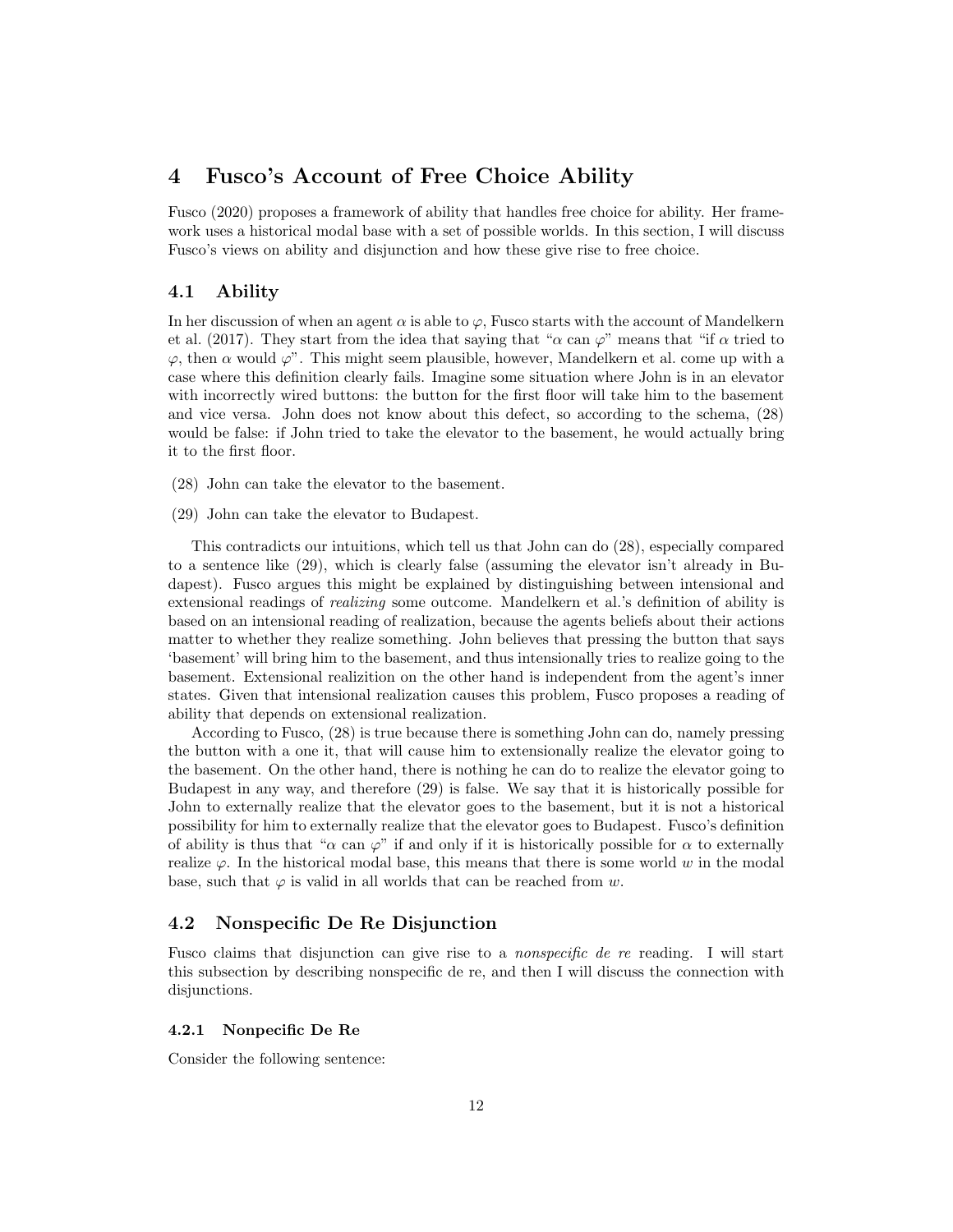# 4 Fusco's Account of Free Choice Ability

Fusco (2020) proposes a framework of ability that handles free choice for ability. Her framework uses a historical modal base with a set of possible worlds. In this section, I will discuss Fusco's views on ability and disjunction and how these give rise to free choice.

## 4.1 Ability

In her discussion of when an agent $\alpha$ is able to $\varphi$, Fusco starts with the account of Mandelkern et al. (2017). They start from the idea that saying that "$\alpha$ can $\varphi$" means that "if $\alpha$ tried to $\varphi$, then $\alpha$ would $\varphi$". This might seem plausible, however, Mandelkern et al. come up with a case where this definition clearly fails. Imagine some situation where John is in an elevator with incorrectly wired buttons: the button for the first floor will take him to the basement and vice versa. John does not know about this defect, so according to the schema, (28) would be false: if John tried to take the elevator to the basement, he would actually bring it to the first floor.

(28) John can take the elevator to the basement.

(29) John can take the elevator to Budapest.

This contradicts our intuitions, which tell us that John can do (28), especially compared to a sentence like (29), which is clearly false (assuming the elevator isn't already in Budapest). Fusco argues this might be explained by distinguishing between intensional and extensional readings of *realizing* some outcome. Mandelkern et al.'s definition of ability is based on an intensional reading of realization, because the agents beliefs about their actions matter to whether they realize something. John believes that pressing the button that says 'basement' will bring him to the basement, and thus intensionally tries to realize going to the basement. Extensional realizition on the other hand is independent from the agent's inner states. Given that intensional realization causes this problem, Fusco proposes a reading of ability that depends on extensional realization.

According to Fusco, (28) is true because there is something John can do, namely pressing the button with a one it, that will cause him to extensionally realize the elevator going to the basement. On the other hand, there is nothing he can do to realize the elevator going to Budapest in any way, and therefore (29) is false. We say that it is historically possible for John to externally realize that the elevator goes to the basement, but it is not a historical possibility for him to externally realize that the elevator goes to Budapest. Fusco's definition of ability is thus that "$\alpha$ can $\varphi$" if and only if it is historically possible for $\alpha$ to externally realize $\varphi$. In the historical modal base, this means that there is some world $w$ in the modal base, such that $\varphi$ is valid in all worlds that can be reached from $w$.

## 4.2 Nonspecific De Re Disjunction

Fusco claims that disjunction can give rise to a *nonspecific de re* reading. I will start this subsection by describing nonspecific de re, and then I will discuss the connection with disjunctions.

### 4.2.1 Nonpecific De Re

Consider the following sentence: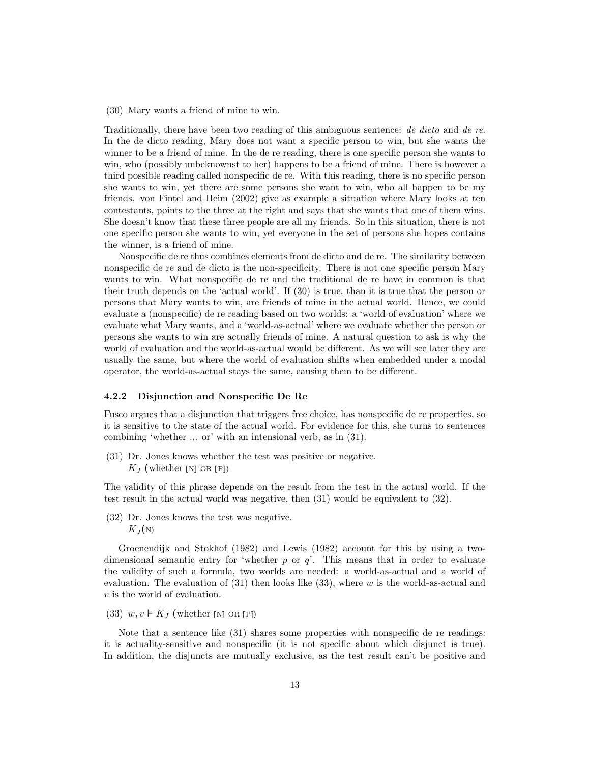(30) Mary wants a friend of mine to win.

Traditionally, there have been two reading of this ambiguous sentence: *de dicto* and *de re*. In the de dicto reading, Mary does not want a specific person to win, but she wants the winner to be a friend of mine. In the de re reading, there is one specific person she wants to win, who (possibly unbeknownst to her) happens to be a friend of mine. There is however a third possible reading called nonspecific de re. With this reading, there is no specific person she wants to win, yet there are some persons she want to win, who all happen to be my friends. von Fintel and Heim (2002) give as example a situation where Mary looks at ten contestants, points to the three at the right and says that she wants that one of them wins. She doesn't know that these three people are all my friends. So in this situation, there is not one specific person she wants to win, yet everyone in the set of persons she hopes contains the winner, is a friend of mine.

Nonspecific de re thus combines elements from de dicto and de re. The similarity between nonspecific de re and de dicto is the non-specificity. There is not one specific person Mary wants to win. What nonspecific de re and the traditional de re have in common is that their truth depends on the 'actual world'. If (30) is true, than it is true that the person or persons that Mary wants to win, are friends of mine in the actual world. Hence, we could evaluate a (nonspecific) de re reading based on two worlds: a 'world of evaluation' where we evaluate what Mary wants, and a 'world-as-actual' where we evaluate whether the person or persons she wants to win are actually friends of mine. A natural question to ask is why the world of evaluation and the world-as-actual would be different. As we will see later they are usually the same, but where the world of evaluation shifts when embedded under a modal operator, the world-as-actual stays the same, causing them to be different.

### 4.2.2 Disjunction and Nonspecific De Re

Fusco argues that a disjunction that triggers free choice, has nonspecific de re properties, so it is sensitive to the state of the actual world. For evidence for this, she turns to sentences combining 'whether ... or' with an intensional verb, as in (31).

(31) Dr. Jones knows whether the test was positive or negative.
$K_J$ (whether [N] OR [P])

The validity of this phrase depends on the result from the test in the actual world. If the test result in the actual world was negative, then (31) would be equivalent to (32).

(32) Dr. Jones knows the test was negative.
$K_J$(N)

Groenendijk and Stokhof (1982) and Lewis (1982) account for this by using a two-dimensional semantic entry for 'whether $p$ or $q$'. This means that in order to evaluate the validity of such a formula, two worlds are needed: a world-as-actual and a world of evaluation. The evaluation of (31) then looks like (33), where $w$ is the world-as-actual and $v$ is the world of evaluation.

(33) $w, v \vDash K_J$ (whether [N] OR [P])

Note that a sentence like (31) shares some properties with nonspecific de re readings: it is actuality-sensitive and nonspecific (it is not specific about which disjunct is true). In addition, the disjuncts are mutually exclusive, as the test result can't be positive and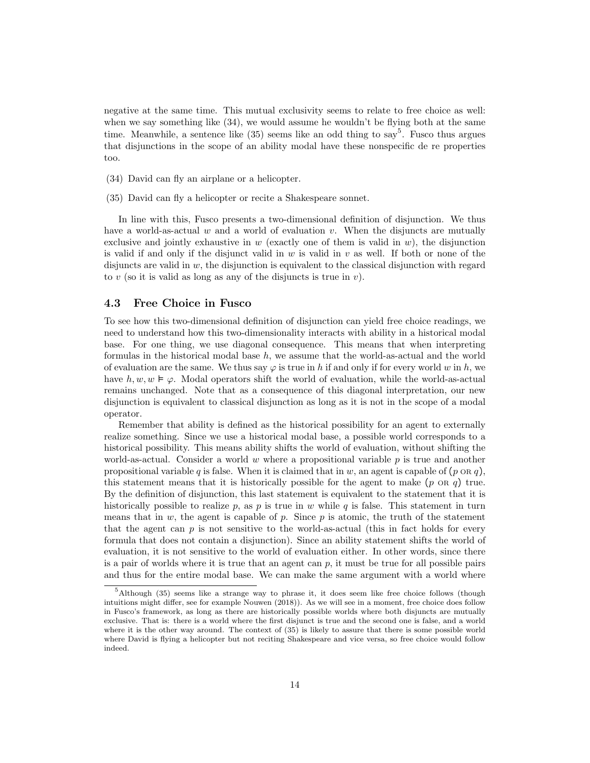negative at the same time. This mutual exclusivity seems to relate to free choice as well: when we say something like (34), we would assume he wouldn't be flying both at the same time. Meanwhile, a sentence like (35) seems like an odd thing to say[5]. Fusco thus argues that disjunctions in the scope of an ability modal have these nonspecific de re properties too.

(34) David can fly an airplane or a helicopter.

(35) David can fly a helicopter or recite a Shakespeare sonnet.

In line with this, Fusco presents a two-dimensional definition of disjunction. We thus have a world-as-actual $w$ and a world of evaluation $v$. When the disjuncts are mutually exclusive and jointly exhaustive in $w$ (exactly one of them is valid in $w$), the disjunction is valid if and only if the disjunct valid in $w$ is valid in $v$ as well. If both or none of the disjuncts are valid in $w$, the disjunction is equivalent to the classical disjunction with regard to $v$ (so it is valid as long as any of the disjuncts is true in $v$).

### 4.3 Free Choice in Fusco

To see how this two-dimensional definition of disjunction can yield free choice readings, we need to understand how this two-dimensionality interacts with ability in a historical modal base. For one thing, we use diagonal consequence. This means that when interpreting formulas in the historical modal base $h$, we assume that the world-as-actual and the world of evaluation are the same. We thus say $\varphi$ is true in $h$ if and only if for every world $w$ in $h$, we have $h, w, w \vDash \varphi$. Modal operators shift the world of evaluation, while the world-as-actual remains unchanged. Note that as a consequence of this diagonal interpretation, our new disjunction is equivalent to classical disjunction as long as it is not in the scope of a modal operator.

Remember that ability is defined as the historical possibility for an agent to externally realize something. Since we use a historical modal base, a possible world corresponds to a historical possibility. This means ability shifts the world of evaluation, without shifting the world-as-actual. Consider a world $w$ where a propositional variable $p$ is true and another propositional variable $q$ is false. When it is claimed that in $w$, an agent is capable of ($p$ OR $q$), this statement means that it is historically possible for the agent to make ($p$ OR $q$) true. By the definition of disjunction, this last statement is equivalent to the statement that it is historically possible to realize $p$, as $p$ is true in $w$ while $q$ is false. This statement in turn means that in $w$, the agent is capable of $p$. Since $p$ is atomic, the truth of the statement that the agent can $p$ is not sensitive to the world-as-actual (this in fact holds for every formula that does not contain a disjunction). Since an ability statement shifts the world of evaluation, it is not sensitive to the world of evaluation either. In other words, since there is a pair of worlds where it is true that an agent can $p$, it must be true for all possible pairs and thus for the entire modal base. We can make the same argument with a world where

[5] Although (35) seems like a strange way to phrase it, it does seem like free choice follows (though intuitions might differ, see for example Nouwen (2018)). As we will see in a moment, free choice does follow in Fusco's framework, as long as there are historically possible worlds where both disjuncts are mutually exclusive. That is: there is a world where the first disjunct is true and the second one is false, and a world where it is the other way around. The context of (35) is likely to assure that there is some possible world where David is flying a helicopter but not reciting Shakespeare and vice versa, so free choice would follow indeed.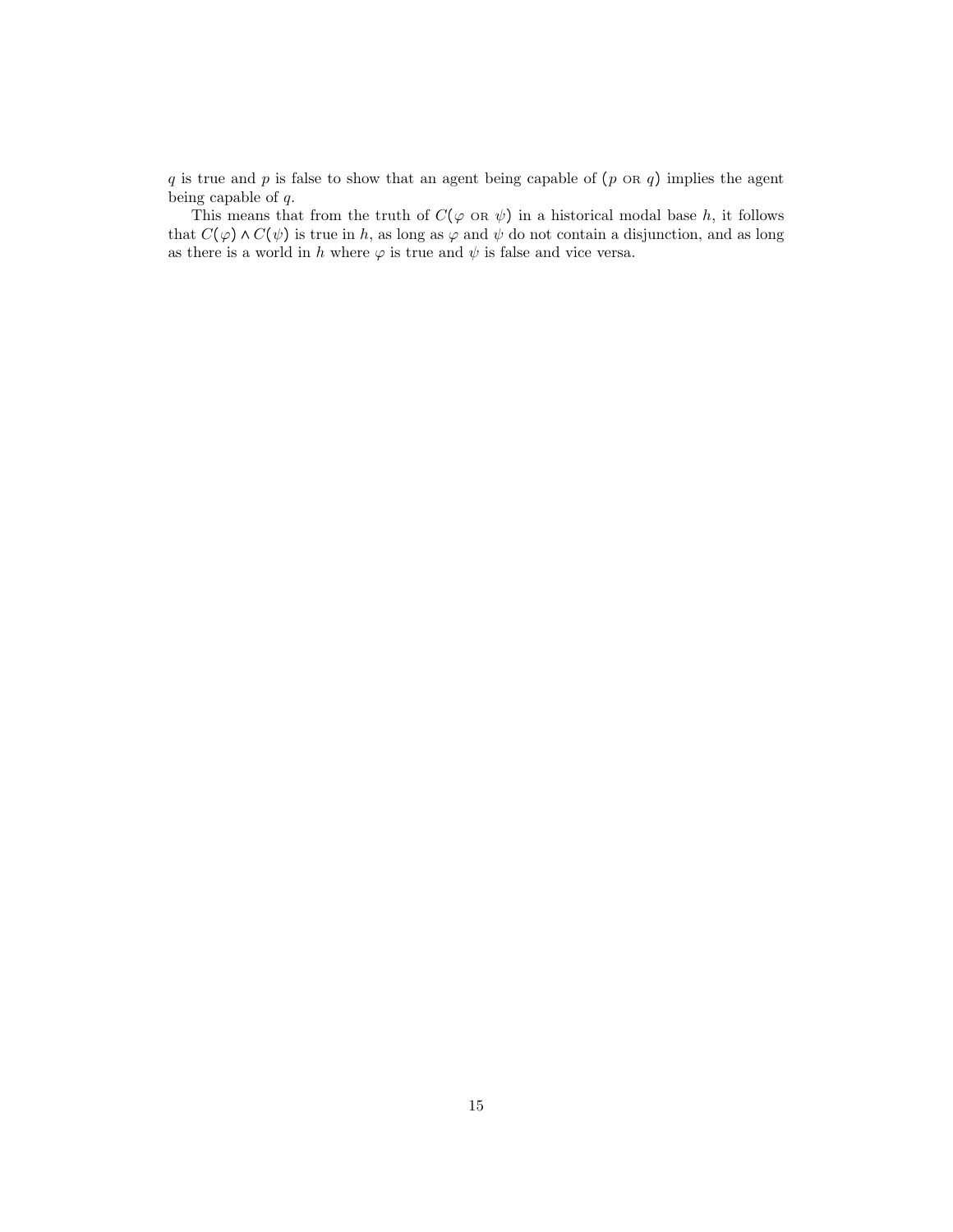$q$ is true and $p$ is false to show that an agent being capable of $(p$ OR $q)$ implies the agent being capable of $q$.

This means that from the truth of $C(\varphi$ OR $\psi)$ in a historical modal base $h$, it follows that $C(\varphi) \wedge C(\psi)$ is true in $h$, as long as $\varphi$ and $\psi$ do not contain a disjunction, and as long as there is a world in $h$ where $\varphi$ is true and $\psi$ is false and vice versa.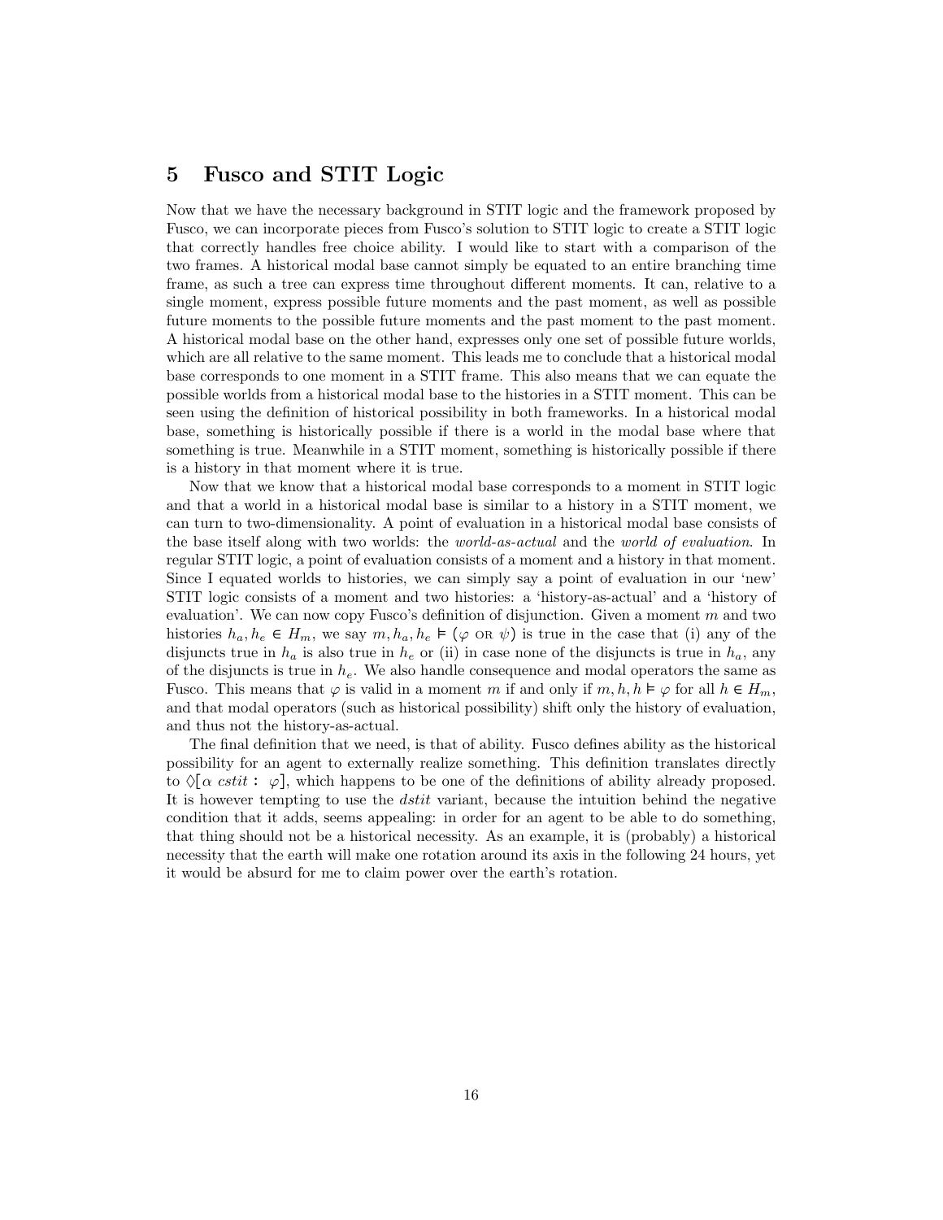## 5 Fusco and STIT Logic

Now that we have the necessary background in STIT logic and the framework proposed by Fusco, we can incorporate pieces from Fusco's solution to STIT logic to create a STIT logic that correctly handles free choice ability. I would like to start with a comparison of the two frames. A historical modal base cannot simply be equated to an entire branching time frame, as such a tree can express time throughout different moments. It can, relative to a single moment, express possible future moments and the past moment, as well as possible future moments to the possible future moments and the past moment to the past moment. A historical modal base on the other hand, expresses only one set of possible future worlds, which are all relative to the same moment. This leads me to conclude that a historical modal base corresponds to one moment in a STIT frame. This also means that we can equate the possible worlds from a historical modal base to the histories in a STIT moment. This can be seen using the definition of historical possibility in both frameworks. In a historical modal base, something is historically possible if there is a world in the modal base where that something is true. Meanwhile in a STIT moment, something is historically possible if there is a history in that moment where it is true.

Now that we know that a historical modal base corresponds to a moment in STIT logic and that a world in a historical modal base is similar to a history in a STIT moment, we can turn to two-dimensionality. A point of evaluation in a historical modal base consists of the base itself along with two worlds: the *world-as-actual* and the *world of evaluation*. In regular STIT logic, a point of evaluation consists of a moment and a history in that moment. Since I equated worlds to histories, we can simply say a point of evaluation in our 'new' STIT logic consists of a moment and two histories: a 'history-as-actual' and a 'history of evaluation'. We can now copy Fusco's definition of disjunction. Given a moment $m$ and two histories $h_a, h_e \in H_m$, we say $m, h_a, h_e \vDash (\varphi \text{ OR } \psi)$ is true in the case that (i) any of the disjuncts true in $h_a$ is also true in $h_e$ or (ii) in case none of the disjuncts is true in $h_a$, any of the disjuncts is true in $h_e$. We also handle consequence and modal operators the same as Fusco. This means that $\varphi$ is valid in a moment $m$ if and only if $m, h, h \vDash \varphi$ for all $h \in H_m$, and that modal operators (such as historical possibility) shift only the history of evaluation, and thus not the history-as-actual.

The final definition that we need, is that of ability. Fusco defines ability as the historical possibility for an agent to externally realize something. This definition translates directly to $\Diamond[\alpha \text{ } cstit : \varphi]$, which happens to be one of the definitions of ability already proposed. It is however tempting to use the *dstit* variant, because the intuition behind the negative condition that it adds, seems appealing: in order for an agent to be able to do something, that thing should not be a historical necessity. As an example, it is (probably) a historical necessity that the earth will make one rotation around its axis in the following 24 hours, yet it would be absurd for me to claim power over the earth's rotation.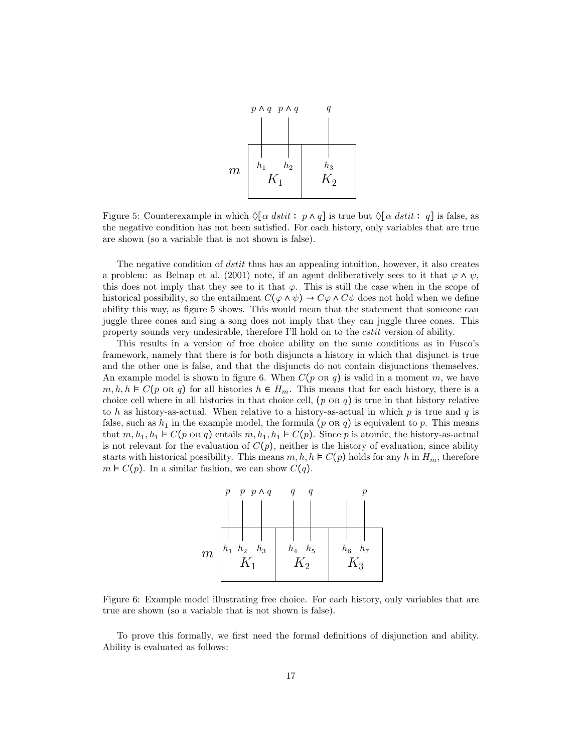Figure 5: Counterexample in which $\Diamond[\alpha\ dstit:\ p \wedge q]$ is true but $\Diamond[\alpha\ dstit:\ q]$ is false, as the negative condition has not been satisfied. For each history, only variables that are true are shown (so a variable that is not shown is false).

The negative condition of *dstit* thus has an appealing intuition, however, it also creates a problem: as Belnap et al. (2001) note, if an agent deliberatively sees to it that $\varphi \wedge \psi$, this does not imply that they see to it that $\varphi$. This is still the case when in the scope of historical possibility, so the entailment $C(\varphi \wedge \psi) \rightarrow C\varphi \wedge C\psi$ does not hold when we define ability this way, as figure 5 shows. This would mean that the statement that someone can juggle three cones and sing a song does not imply that they can juggle three cones. This property sounds very undesirable, therefore I'll hold on to the *cstit* version of ability.

This results in a version of free choice ability on the same conditions as in Fusco's framework, namely that there is for both disjuncts a history in which that disjunct is true and the other one is false, and that the disjuncts do not contain disjunctions themselves. An example model is shown in figure 6. When $C(p \text{ OR } q)$ is valid in a moment $m$, we have $m, h, h \vDash C(p \text{ OR } q)$ for all histories $h \in H_m$. This means that for each history, there is a choice cell where in all histories in that choice cell, $(p \text{ OR } q)$ is true in that history relative to $h$ as history-as-actual. When relative to a history-as-actual in which $p$ is true and $q$ is false, such as $h_1$ in the example model, the formula $(p \text{ OR } q)$ is equivalent to $p$. This means that $m, h_1, h_1 \vDash C(p \text{ OR } q)$ entails $m, h_1, h_1 \vDash C(p)$. Since $p$ is atomic, the history-as-actual is not relevant for the evaluation of $C(p)$, neither is the history of evaluation, since ability starts with historical possibility. This means $m, h, h \vDash C(p)$ holds for any $h$ in $H_m$, therefore $m \vDash C(p)$. In a similar fashion, we can show $C(q)$.

Figure 6: Example model illustrating free choice. For each history, only variables that are true are shown (so a variable that is not shown is false).

To prove this formally, we first need the formal definitions of disjunction and ability. Ability is evaluated as follows: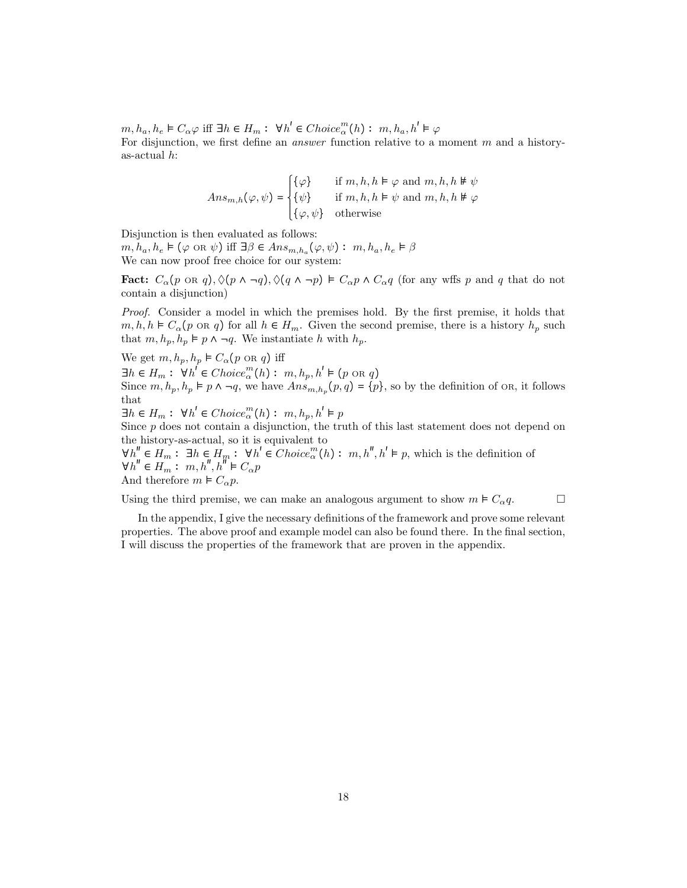$m, h_a, h_e \vDash C_\alpha\varphi$ iff $\exists h \in H_m :\ \forall h' \in Choice^m_\alpha(h) :\ m, h_a, h' \vDash \varphi$

For disjunction, we first define an *answer* function relative to a moment $m$ and a history-as-actual $h$:

$$Ans_{m,h}(\varphi, \psi) = \begin{cases} \{\varphi\} & \text{if } m, h, h \vDash \varphi \text{ and } m, h, h \nvDash \psi \\ \{\psi\} & \text{if } m, h, h \vDash \psi \text{ and } m, h, h \nvDash \varphi \\ \{\varphi, \psi\} & \text{otherwise} \end{cases}$$

Disjunction is then evaluated as follows:

$m, h_a, h_e \vDash (\varphi \text{ OR } \psi)$ iff $\exists \beta \in Ans_{m,h_a}(\varphi, \psi) :\ m, h_a, h_e \vDash \beta$

We can now proof free choice for our system:

**Fact:** $C_\alpha(p \text{ OR } q), \Diamond(p \wedge \neg q), \Diamond(q \wedge \neg p) \vDash C_\alpha p \wedge C_\alpha q$ (for any wffs $p$ and $q$ that do not contain a disjunction)

*Proof.* Consider a model in which the premises hold. By the first premise, it holds that $m, h, h \vDash C_\alpha(p \text{ OR } q)$ for all $h \in H_m$. Given the second premise, there is a history $h_p$ such that $m, h_p, h_p \vDash p \wedge \neg q$. We instantiate $h$ with $h_p$.

We get $m, h_p, h_p \vDash C_\alpha(p \text{ OR } q)$ iff

$\exists h \in H_m :\ \forall h' \in Choice^m_\alpha(h) :\ m, h_p, h' \vDash (p \text{ OR } q)$

Since $m, h_p, h_p \vDash p \wedge \neg q$, we have $Ans_{m,h_p}(p, q) = \{p\}$, so by the definition of OR, it follows that

$\exists h \in H_m :\ \forall h' \in Choice^m_\alpha(h) :\ m, h_p, h' \vDash p$

Since $p$ does not contain a disjunction, the truth of this last statement does not depend on the history-as-actual, so it is equivalent to

$\forall h'' \in H_m :\ \exists h \in H_m :\ \forall h' \in Choice^m_\alpha(h) :\ m, h'', h' \vDash p$, which is the definition of

$\forall h'' \in H_m :\ m, h'', h'' \vDash C_\alpha p$

And therefore $m \vDash C_\alpha p$.

Using the third premise, we can make an analogous argument to show $m \vDash C_\alpha q$. □

In the appendix, I give the necessary definitions of the framework and prove some relevant properties. The above proof and example model can also be found there. In the final section, I will discuss the properties of the framework that are proven in the appendix.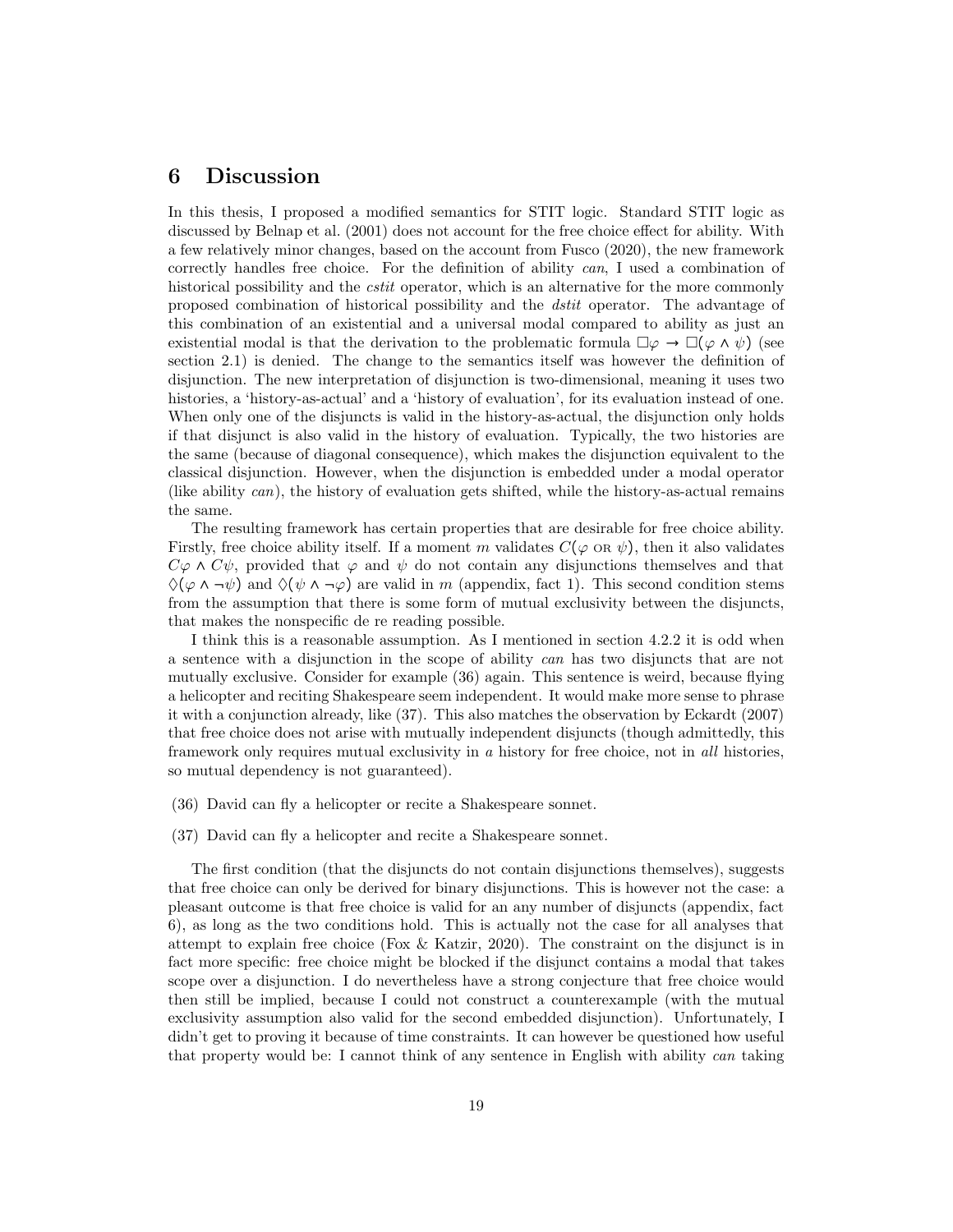# 6 Discussion

In this thesis, I proposed a modified semantics for STIT logic. Standard STIT logic as discussed by Belnap et al. (2001) does not account for the free choice effect for ability. With a few relatively minor changes, based on the account from Fusco (2020), the new framework correctly handles free choice. For the definition of ability *can*, I used a combination of historical possibility and the *cstit* operator, which is an alternative for the more commonly proposed combination of historical possibility and the *dstit* operator. The advantage of this combination of an existential and a universal modal compared to ability as just an existential modal is that the derivation to the problematic formula $\Box\varphi \to \Box(\varphi \wedge \psi)$ (see section 2.1) is denied. The change to the semantics itself was however the definition of disjunction. The new interpretation of disjunction is two-dimensional, meaning it uses two histories, a 'history-as-actual' and a 'history of evaluation', for its evaluation instead of one. When only one of the disjuncts is valid in the history-as-actual, the disjunction only holds if that disjunct is also valid in the history of evaluation. Typically, the two histories are the same (because of diagonal consequence), which makes the disjunction equivalent to the classical disjunction. However, when the disjunction is embedded under a modal operator (like ability *can*), the history of evaluation gets shifted, while the history-as-actual remains the same.

The resulting framework has certain properties that are desirable for free choice ability. Firstly, free choice ability itself. If a moment $m$ validates $C(\varphi \text{ OR } \psi)$, then it also validates $C\varphi \wedge C\psi$, provided that $\varphi$ and $\psi$ do not contain any disjunctions themselves and that $\Diamond(\varphi \wedge \neg\psi)$ and $\Diamond(\psi \wedge \neg\varphi)$ are valid in $m$ (appendix, fact 1). This second condition stems from the assumption that there is some form of mutual exclusivity between the disjuncts, that makes the nonspecific de re reading possible.

I think this is a reasonable assumption. As I mentioned in section 4.2.2 it is odd when a sentence with a disjunction in the scope of ability *can* has two disjuncts that are not mutually exclusive. Consider for example (36) again. This sentence is weird, because flying a helicopter and reciting Shakespeare seem independent. It would make more sense to phrase it with a conjunction already, like (37). This also matches the observation by Eckardt (2007) that free choice does not arise with mutually independent disjuncts (though admittedly, this framework only requires mutual exclusivity in *a* history for free choice, not in *all* histories, so mutual dependency is not guaranteed).

(36) David can fly a helicopter or recite a Shakespeare sonnet.

(37) David can fly a helicopter and recite a Shakespeare sonnet.

The first condition (that the disjuncts do not contain disjunctions themselves), suggests that free choice can only be derived for binary disjunctions. This is however not the case: a pleasant outcome is that free choice is valid for an any number of disjuncts (appendix, fact 6), as long as the two conditions hold. This is actually not the case for all analyses that attempt to explain free choice (Fox & Katzir, 2020). The constraint on the disjunct is in fact more specific: free choice might be blocked if the disjunct contains a modal that takes scope over a disjunction. I do nevertheless have a strong conjecture that free choice would then still be implied, because I could not construct a counterexample (with the mutual exclusivity assumption also valid for the second embedded disjunction). Unfortunately, I didn't get to proving it because of time constraints. It can however be questioned how useful that property would be: I cannot think of any sentence in English with ability *can* taking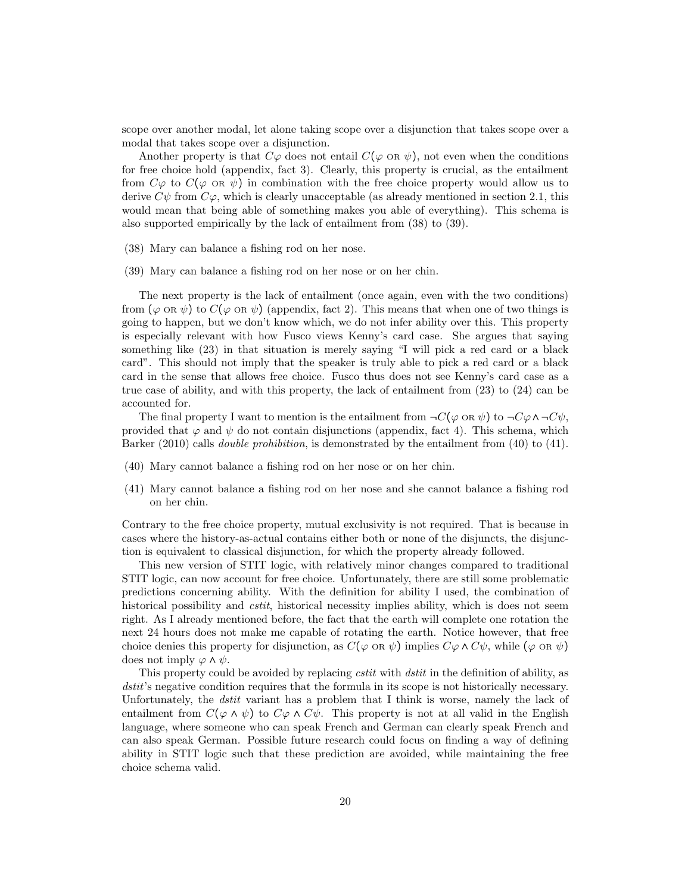scope over another modal, let alone taking scope over a disjunction that takes scope over a modal that takes scope over a disjunction.

Another property is that $C\varphi$ does not entail $C(\varphi \text{ OR } \psi)$, not even when the conditions for free choice hold (appendix, fact 3). Clearly, this property is crucial, as the entailment from $C\varphi$ to $C(\varphi \text{ OR } \psi)$ in combination with the free choice property would allow us to derive $C\psi$ from $C\varphi$, which is clearly unacceptable (as already mentioned in section 2.1, this would mean that being able of something makes you able of everything). This schema is also supported empirically by the lack of entailment from (38) to (39).

(38) Mary can balance a fishing rod on her nose.

(39) Mary can balance a fishing rod on her nose or on her chin.

The next property is the lack of entailment (once again, even with the two conditions) from $(\varphi \text{ OR } \psi)$ to $C(\varphi \text{ OR } \psi)$ (appendix, fact 2). This means that when one of two things is going to happen, but we don't know which, we do not infer ability over this. This property is especially relevant with how Fusco views Kenny's card case. She argues that saying something like (23) in that situation is merely saying "I will pick a red card or a black card". This should not imply that the speaker is truly able to pick a red card or a black card in the sense that allows free choice. Fusco thus does not see Kenny's card case as a true case of ability, and with this property, the lack of entailment from (23) to (24) can be accounted for.

The final property I want to mention is the entailment from $\neg C(\varphi \text{ OR } \psi)$ to $\neg C\varphi \wedge \neg C\psi$, provided that $\varphi$ and $\psi$ do not contain disjunctions (appendix, fact 4). This schema, which Barker (2010) calls *double prohibition*, is demonstrated by the entailment from (40) to (41).

(40) Mary cannot balance a fishing rod on her nose or on her chin.

(41) Mary cannot balance a fishing rod on her nose and she cannot balance a fishing rod on her chin.

Contrary to the free choice property, mutual exclusivity is not required. That is because in cases where the history-as-actual contains either both or none of the disjuncts, the disjunction is equivalent to classical disjunction, for which the property already followed.

This new version of STIT logic, with relatively minor changes compared to traditional STIT logic, can now account for free choice. Unfortunately, there are still some problematic predictions concerning ability. With the definition for ability I used, the combination of historical possibility and *cstit*, historical necessity implies ability, which is does not seem right. As I already mentioned before, the fact that the earth will complete one rotation the next 24 hours does not make me capable of rotating the earth. Notice however, that free choice denies this property for disjunction, as $C(\varphi \text{ OR } \psi)$ implies $C\varphi \wedge C\psi$, while $(\varphi \text{ OR } \psi)$ does not imply $\varphi \wedge \psi$.

This property could be avoided by replacing *cstit* with *dstit* in the definition of ability, as *dstit*'s negative condition requires that the formula in its scope is not historically necessary. Unfortunately, the *dstit* variant has a problem that I think is worse, namely the lack of entailment from $C(\varphi \wedge \psi)$ to $C\varphi \wedge C\psi$. This property is not at all valid in the English language, where someone who can speak French and German can clearly speak French and can also speak German. Possible future research could focus on finding a way of defining ability in STIT logic such that these prediction are avoided, while maintaining the free choice schema valid.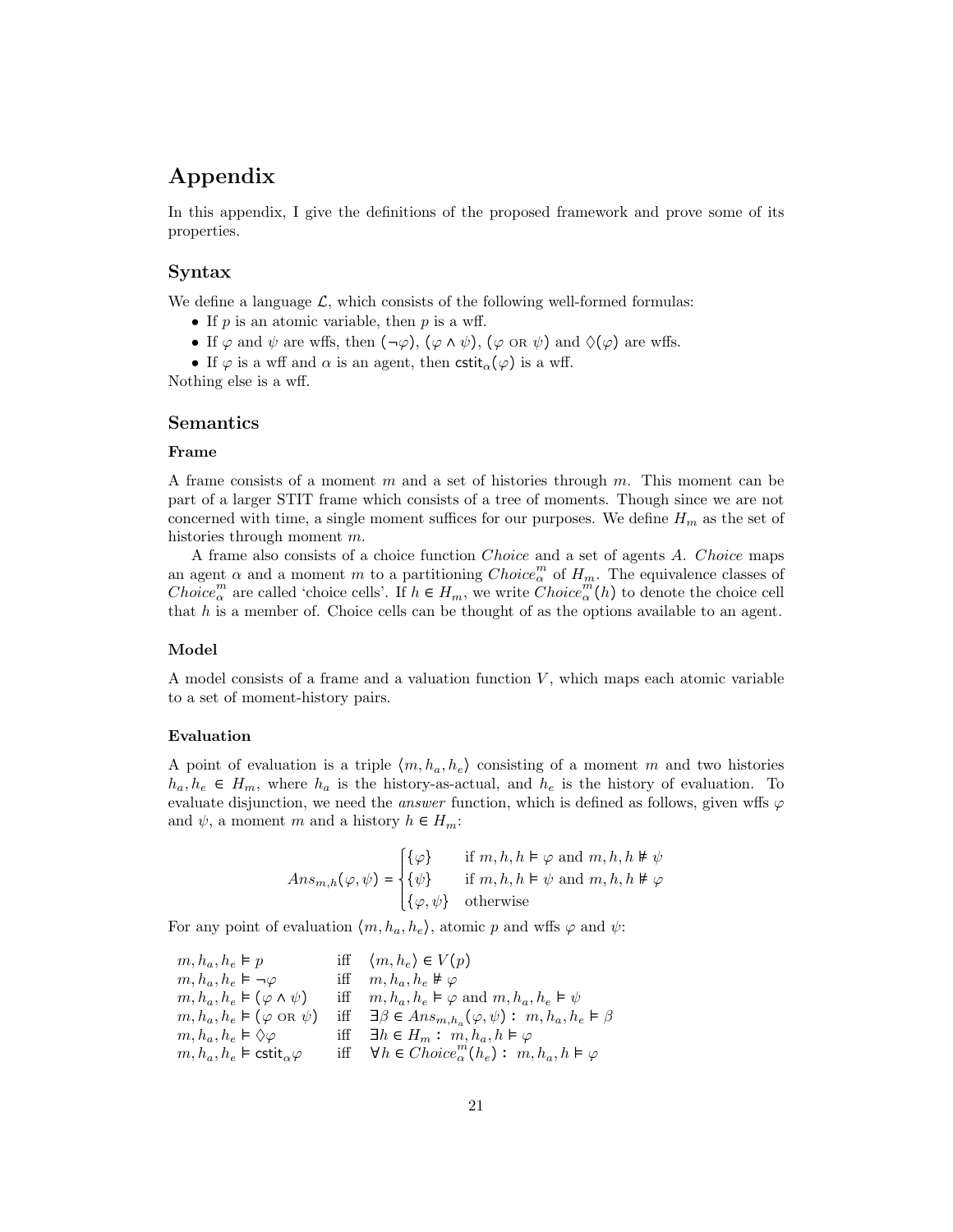# Appendix

In this appendix, I give the definitions of the proposed framework and prove some of its properties.

## Syntax

We define a language $\mathcal{L}$, which consists of the following well-formed formulas:

- If $p$ is an atomic variable, then $p$ is a wff.
- If $\varphi$ and $\psi$ are wffs, then $(\neg\varphi)$, $(\varphi \wedge \psi)$, $(\varphi \text{ OR } \psi)$ and $\Diamond(\varphi)$ are wffs.
- If $\varphi$ is a wff and $\alpha$ is an agent, then $\mathsf{cstit}_\alpha(\varphi)$ is a wff.

Nothing else is a wff.

## Semantics

### Frame

A frame consists of a moment $m$ and a set of histories through $m$. This moment can be part of a larger STIT frame which consists of a tree of moments. Though since we are not concerned with time, a single moment suffices for our purposes. We define $H_m$ as the set of histories through moment $m$.

A frame also consists of a choice function *Choice* and a set of agents $A$. *Choice* maps an agent $\alpha$ and a moment $m$ to a partitioning $Choice_\alpha^m$ of $H_m$. The equivalence classes of $Choice_\alpha^m$ are called 'choice cells'. If $h \in H_m$, we write $Choice_\alpha^m(h)$ to denote the choice cell that $h$ is a member of. Choice cells can be thought of as the options available to an agent.

### Model

A model consists of a frame and a valuation function $V$, which maps each atomic variable to a set of moment-history pairs.

### Evaluation

A point of evaluation is a triple $\langle m, h_a, h_e\rangle$ consisting of a moment $m$ and two histories $h_a, h_e \in H_m$, where $h_a$ is the history-as-actual, and $h_e$ is the history of evaluation. To evaluate disjunction, we need the *answer* function, which is defined as follows, given wffs $\varphi$ and $\psi$, a moment $m$ and a history $h \in H_m$:

$$Ans_{m,h}(\varphi,\psi) = \begin{cases} \{\varphi\} & \text{if } m,h,h \vDash \varphi \text{ and } m,h,h \nvDash \psi \\ \{\psi\} & \text{if } m,h,h \vDash \psi \text{ and } m,h,h \nvDash \varphi \\ \{\varphi,\psi\} & \text{otherwise} \end{cases}$$

For any point of evaluation $\langle m, h_a, h_e\rangle$, atomic $p$ and wffs $\varphi$ and $\psi$:

$$\begin{array}{lll}
m,h_a,h_e \vDash p & \text{iff} & \langle m,h_e\rangle \in V(p) \\
m,h_a,h_e \vDash \neg\varphi & \text{iff} & m,h_a,h_e \nvDash \varphi \\
m,h_a,h_e \vDash (\varphi \wedge \psi) & \text{iff} & m,h_a,h_e \vDash \varphi \text{ and } m,h_a,h_e \vDash \psi \\
m,h_a,h_e \vDash (\varphi \text{ OR } \psi) & \text{iff} & \exists \beta \in Ans_{m,h_a}(\varphi,\psi) : \ m,h_a,h_e \vDash \beta \\
m,h_a,h_e \vDash \Diamond\varphi & \text{iff} & \exists h \in H_m : \ m,h_a,h \vDash \varphi \\
m,h_a,h_e \vDash \mathsf{cstit}_\alpha\varphi & \text{iff} & \forall h \in Choice_\alpha^m(h_e) : \ m,h_a,h \vDash \varphi
\end{array}$$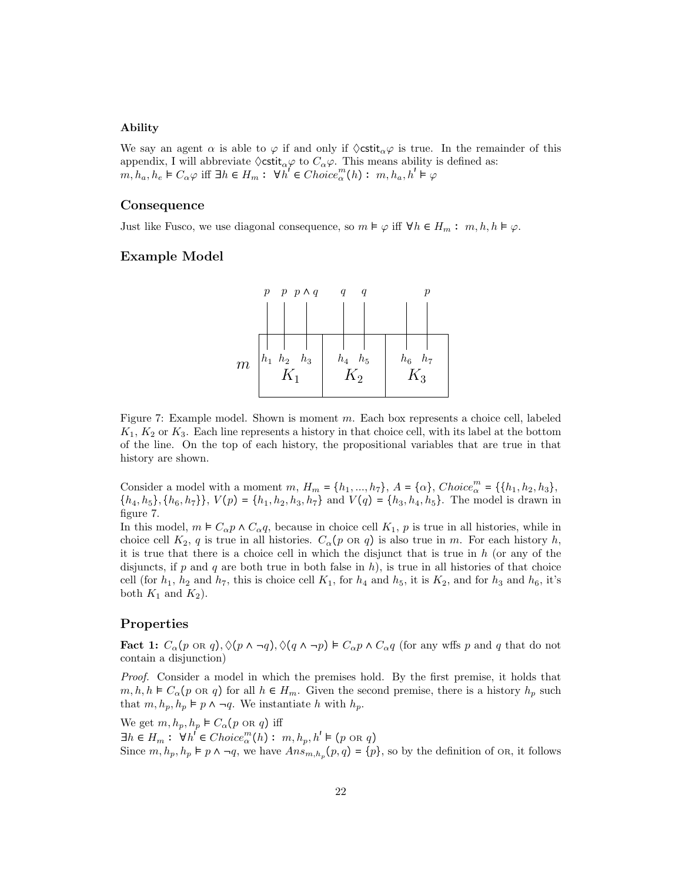### Ability

We say an agent $\alpha$ is able to $\varphi$ if and only if $\Diamond\mathsf{cstit}_\alpha\varphi$ is true. In the remainder of this appendix, I will abbreviate $\Diamond\mathsf{cstit}_\alpha\varphi$ to $C_\alpha\varphi$. This means ability is defined as:
$m, h_a, h_e \vDash C_\alpha\varphi$ iff $\exists h \in H_m : \ \forall h' \in Choice^m_\alpha(h) : \ m, h_a, h' \vDash \varphi$

## Consequence

Just like Fusco, we use diagonal consequence, so $m \vDash \varphi$ iff $\forall h \in H_m : \ m, h, h \vDash \varphi$.

## Example Model

Figure 7: Example model. Shown is moment $m$. Each box represents a choice cell, labeled $K_1$, $K_2$ or $K_3$. Each line represents a history in that choice cell, with its label at the bottom of the line. On the top of each history, the propositional variables that are true in that history are shown.

Consider a model with a moment $m$, $H_m = \{h_1, ..., h_7\}$, $A = \{\alpha\}$, $Choice^m_\alpha = \{\{h_1, h_2, h_3\}, \{h_4, h_5\}, \{h_6, h_7\}\}$, $V(p) = \{h_1, h_2, h_3, h_7\}$ and $V(q) = \{h_3, h_4, h_5\}$. The model is drawn in figure 7.
In this model, $m \vDash C_\alpha p \wedge C_\alpha q$, because in choice cell $K_1$, $p$ is true in all histories, while in choice cell $K_2$, $q$ is true in all histories. $C_\alpha(p \text{ OR } q)$ is also true in $m$. For each history $h$, it is true that there is a choice cell in which the disjunct that is true in $h$ (or any of the disjuncts, if $p$ and $q$ are both true in both false in $h$), is true in all histories of that choice cell (for $h_1$, $h_2$ and $h_7$, this is choice cell $K_1$, for $h_4$ and $h_5$, it is $K_2$, and for $h_3$ and $h_6$, it's both $K_1$ and $K_2$).

## Properties

**Fact 1:** $C_\alpha(p \text{ OR } q), \Diamond(p \wedge \neg q), \Diamond(q \wedge \neg p) \vDash C_\alpha p \wedge C_\alpha q$ (for any wffs $p$ and $q$ that do not contain a disjunction)

*Proof.* Consider a model in which the premises hold. By the first premise, it holds that $m, h, h \vDash C_\alpha(p \text{ OR } q)$ for all $h \in H_m$. Given the second premise, there is a history $h_p$ such that $m, h_p, h_p \vDash p \wedge \neg q$. We instantiate $h$ with $h_p$.

We get $m, h_p, h_p \vDash C_\alpha(p \text{ OR } q)$ iff
$\exists h \in H_m : \ \forall h' \in Choice^m_\alpha(h) : \ m, h_p, h' \vDash (p \text{ OR } q)$
Since $m, h_p, h_p \vDash p \wedge \neg q$, we have $Ans_{m,h_p}(p, q) = \{p\}$, so by the definition of OR, it follows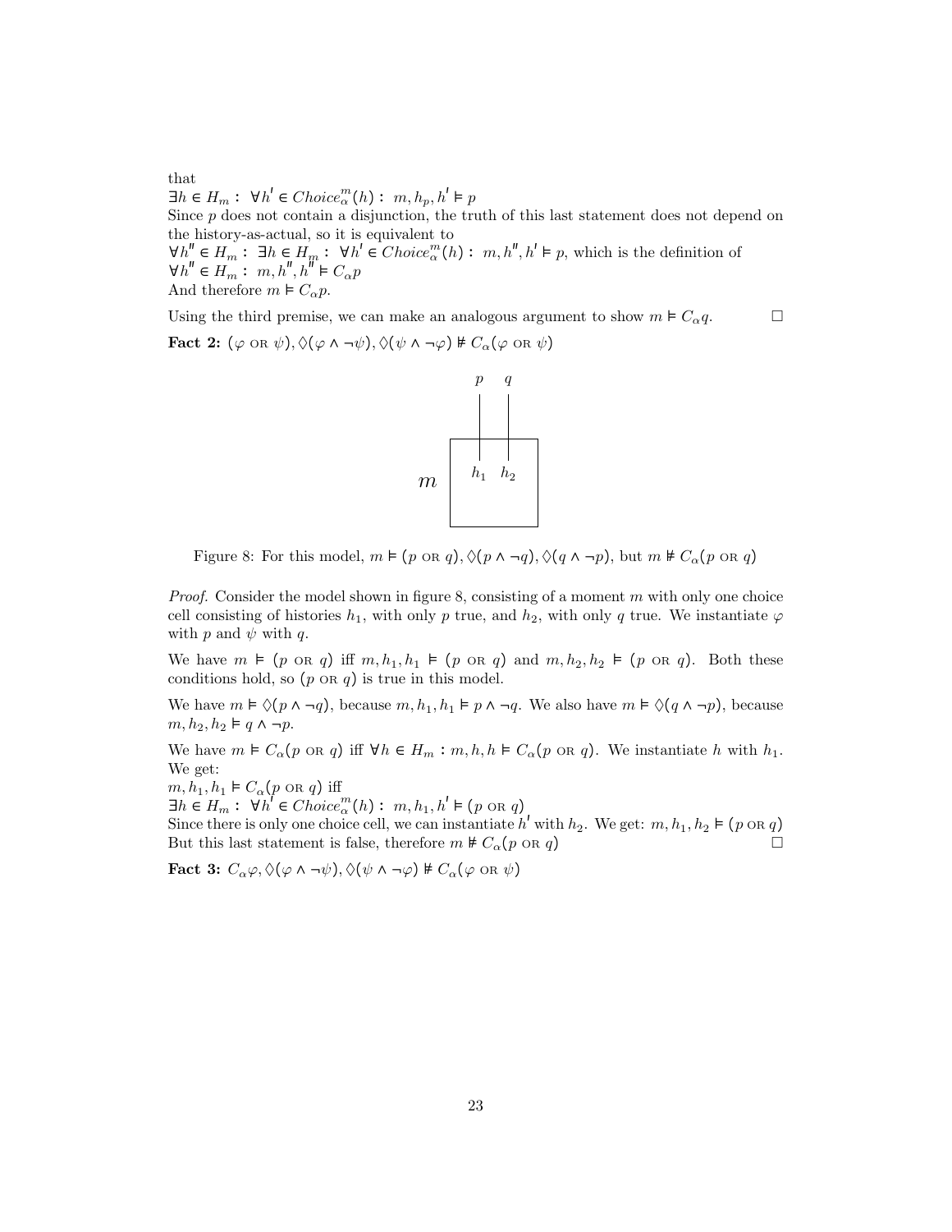that
$\exists h \in H_m : \forall h' \in Choice^m_\alpha(h) : m, h_p, h' \vDash p$
Since $p$ does not contain a disjunction, the truth of this last statement does not depend on the history-as-actual, so it is equivalent to
$\forall h'' \in H_m : \exists h \in H_m : \forall h' \in Choice^m_\alpha(h) : m, h'', h' \vDash p$, which is the definition of
$\forall h'' \in H_m : m, h'', h'' \vDash C_\alpha p$
And therefore $m \vDash C_\alpha p$.

Using the third premise, we can make an analogous argument to show $m \vDash C_\alpha q$. □

**Fact 2:** $(\varphi \text{ OR } \psi), \Diamond(\varphi \wedge \neg\psi), \Diamond(\psi \wedge \neg\varphi) \nvDash C_\alpha(\varphi \text{ OR } \psi)$

Figure 8: For this model, $m \vDash (p \text{ OR } q), \Diamond(p \wedge \neg q), \Diamond(q \wedge \neg p)$, but $m \nvDash C_\alpha(p \text{ OR } q)$

*Proof.* Consider the model shown in figure 8, consisting of a moment $m$ with only one choice cell consisting of histories $h_1$, with only $p$ true, and $h_2$, with only $q$ true. We instantiate $\varphi$ with $p$ and $\psi$ with $q$.

We have $m \vDash (p \text{ OR } q)$ iff $m, h_1, h_1 \vDash (p \text{ OR } q)$ and $m, h_2, h_2 \vDash (p \text{ OR } q)$. Both these conditions hold, so $(p \text{ OR } q)$ is true in this model.

We have $m \vDash \Diamond(p \wedge \neg q)$, because $m, h_1, h_1 \vDash p \wedge \neg q$. We also have $m \vDash \Diamond(q \wedge \neg p)$, because $m, h_2, h_2 \vDash q \wedge \neg p$.

We have $m \vDash C_\alpha(p \text{ OR } q)$ iff $\forall h \in H_m : m, h, h \vDash C_\alpha(p \text{ OR } q)$. We instantiate $h$ with $h_1$. We get:
$m, h_1, h_1 \vDash C_\alpha(p \text{ OR } q)$ iff
$\exists h \in H_m : \forall h' \in Choice^m_\alpha(h) : m, h_1, h' \vDash (p \text{ OR } q)$
Since there is only one choice cell, we can instantiate $h'$ with $h_2$. We get: $m, h_1, h_2 \vDash (p \text{ OR } q)$
But this last statement is false, therefore $m \nvDash C_\alpha(p \text{ OR } q)$ □

**Fact 3:** $C_\alpha\varphi, \Diamond(\varphi \wedge \neg\psi), \Diamond(\psi \wedge \neg\varphi) \nvDash C_\alpha(\varphi \text{ OR } \psi)$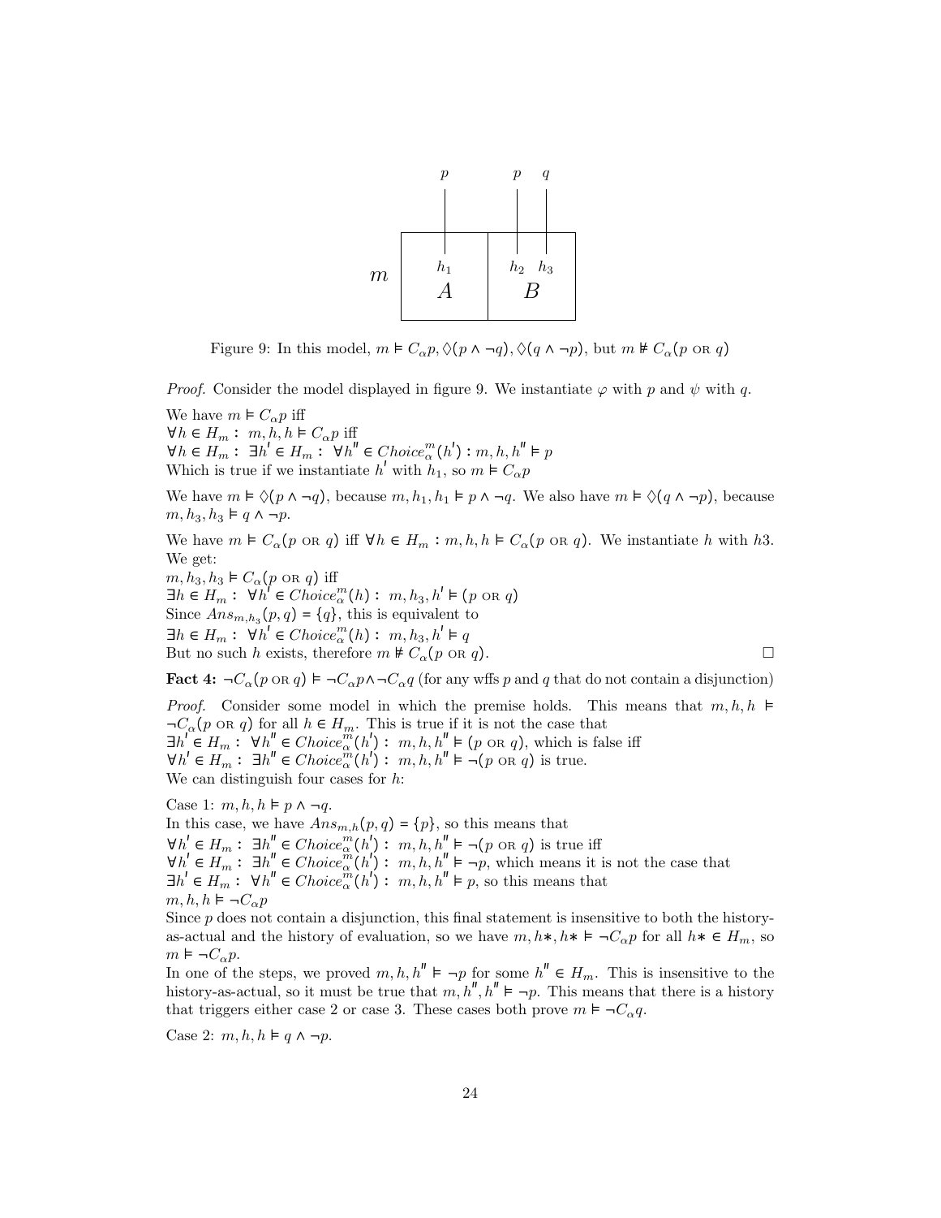Figure 9: In this model, $m \vDash C_\alpha p, \Diamond(p \wedge \neg q), \Diamond(q \wedge \neg p)$, but $m \nvDash C_\alpha(p \text{ OR } q)$

*Proof.* Consider the model displayed in figure 9. We instantiate $\varphi$ with $p$ and $\psi$ with $q$.

We have $m \vDash C_\alpha p$ iff
$\forall h \in H_m : \ m, h, h \vDash C_\alpha p$ iff
$\forall h \in H_m : \ \exists h' \in H_m : \ \forall h'' \in Choice^m_\alpha(h') : m, h, h'' \vDash p$
Which is true if we instantiate $h'$ with $h_1$, so $m \vDash C_\alpha p$

We have $m \vDash \Diamond(p \wedge \neg q)$, because $m, h_1, h_1 \vDash p \wedge \neg q$. We also have $m \vDash \Diamond(q \wedge \neg p)$, because $m, h_3, h_3 \vDash q \wedge \neg p$.

We have $m \vDash C_\alpha(p \text{ OR } q)$ iff $\forall h \in H_m : m, h, h \vDash C_\alpha(p \text{ OR } q)$. We instantiate $h$ with $h3$. We get:
$m, h_3, h_3 \vDash C_\alpha(p \text{ OR } q)$ iff
$\exists h \in H_m : \ \forall h' \in Choice^m_\alpha(h) : \ m, h_3, h' \vDash (p \text{ OR } q)$
Since $Ans_{m,h_3}(p, q) = \{q\}$, this is equivalent to
$\exists h \in H_m : \ \forall h' \in Choice^m_\alpha(h) : \ m, h_3, h' \vDash q$
But no such $h$ exists, therefore $m \nvDash C_\alpha(p \text{ OR } q)$. □

**Fact 4:** $\neg C_\alpha(p \text{ OR } q) \vDash \neg C_\alpha p \wedge \neg C_\alpha q$ (for any wffs $p$ and $q$ that do not contain a disjunction)

*Proof.* Consider some model in which the premise holds. This means that $m, h, h \vDash \neg C_\alpha(p \text{ OR } q)$ for all $h \in H_m$. This is true if it is not the case that
$\exists h' \in H_m : \ \forall h'' \in Choice^m_\alpha(h') : \ m, h, h'' \vDash (p \text{ OR } q)$, which is false iff
$\forall h' \in H_m : \ \exists h'' \in Choice^m_\alpha(h') : \ m, h, h'' \vDash \neg(p \text{ OR } q)$ is true.
We can distinguish four cases for $h$:

Case 1: $m, h, h \vDash p \wedge \neg q$.
In this case, we have $Ans_{m,h}(p, q) = \{p\}$, so this means that
$\forall h' \in H_m : \ \exists h'' \in Choice^m_\alpha(h') : \ m, h, h'' \vDash \neg(p \text{ OR } q)$ is true iff
$\forall h' \in H_m : \ \exists h'' \in Choice^m_\alpha(h') : \ m, h, h'' \vDash \neg p$, which means it is not the case that
$\exists h' \in H_m : \ \forall h'' \in Choice^m_\alpha(h') : \ m, h, h'' \vDash p$, so this means that
$m, h, h \vDash \neg C_\alpha p$
Since $p$ does not contain a disjunction, this final statement is insensitive to both the history-as-actual and the history of evaluation, so we have $m, h*, h* \vDash \neg C_\alpha p$ for all $h* \in H_m$, so $m \vDash \neg C_\alpha p$.
In one of the steps, we proved $m, h, h'' \vDash \neg p$ for some $h'' \in H_m$. This is insensitive to the history-as-actual, so it must be true that $m, h'', h'' \vDash \neg p$. This means that there is a history that triggers either case 2 or case 3. These cases both prove $m \vDash \neg C_\alpha q$.

Case 2: $m, h, h \vDash q \wedge \neg p$.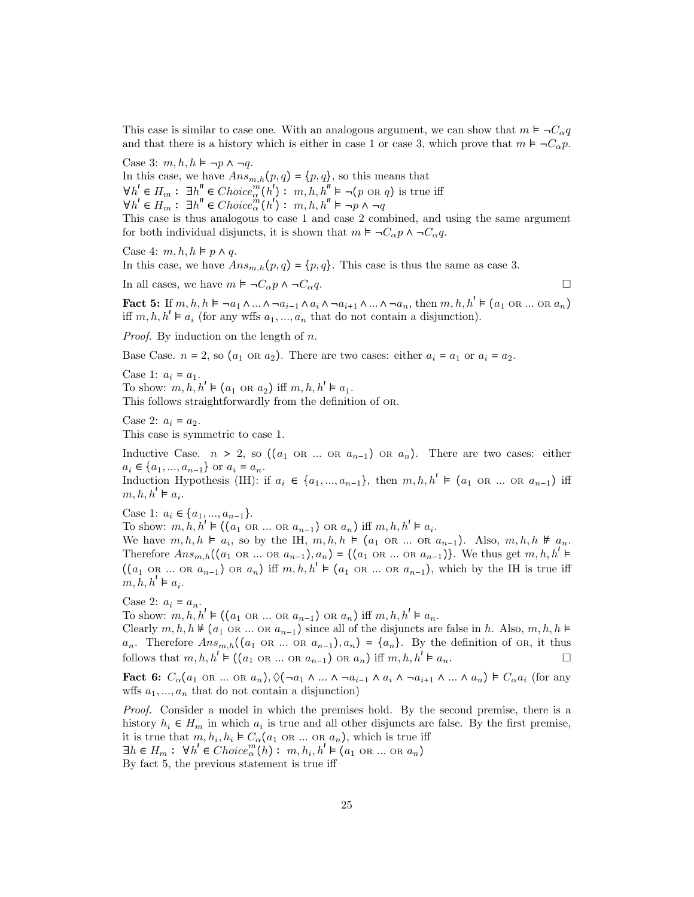This case is similar to case one. With an analogous argument, we can show that $m \models \neg C_\alpha q$ and that there is a history which is either in case 1 or case 3, which prove that $m \models \neg C_\alpha p$.

Case 3: $m, h, h \models \neg p \wedge \neg q$.
In this case, we have $Ans_{m,h}(p, q) = \{p, q\}$, so this means that
$\forall h' \in H_m : \exists h'' \in Choice_\alpha^m(h') : m, h, h'' \models \neg(p \text{ OR } q)$ is true iff
$\forall h' \in H_m : \exists h'' \in Choice_\alpha^m(h') : m, h, h'' \models \neg p \wedge \neg q$
This case is thus analogous to case 1 and case 2 combined, and using the same argument for both individual disjuncts, it is shown that $m \models \neg C_\alpha p \wedge \neg C_\alpha q$.

Case 4: $m, h, h \models p \wedge q$.
In this case, we have $Ans_{m,h}(p, q) = \{p, q\}$. This case is thus the same as case 3.

In all cases, we have $m \models \neg C_\alpha p \wedge \neg C_\alpha q$. □

**Fact 5:** If $m, h, h \models \neg a_1 \wedge ... \wedge \neg a_{i-1} \wedge a_i \wedge \neg a_{i+1} \wedge ... \wedge \neg a_n$, then $m, h, h' \models (a_1 \text{ OR } ... \text{ OR } a_n)$ iff $m, h, h' \models a_i$ (for any wffs $a_1, ..., a_n$ that do not contain a disjunction).

*Proof.* By induction on the length of $n$.

Base Case. $n = 2$, so $(a_1 \text{ OR } a_2)$. There are two cases: either $a_i = a_1$ or $a_i = a_2$.

Case 1: $a_i = a_1$.
To show: $m, h, h' \models (a_1 \text{ OR } a_2)$ iff $m, h, h' \models a_1$.
This follows straightforwardly from the definition of OR.

Case 2: $a_i = a_2$.
This case is symmetric to case 1.

Inductive Case. $n > 2$, so $((a_1 \text{ OR } ... \text{ OR } a_{n-1}) \text{ OR } a_n)$. There are two cases: either $a_i \in \{a_1, ..., a_{n-1}\}$ or $a_i = a_n$.
Induction Hypothesis (IH): if $a_i \in \{a_1, ..., a_{n-1}\}$, then $m, h, h' \models (a_1 \text{ OR } ... \text{ OR } a_{n-1})$ iff $m, h, h' \models a_i$.

Case 1: $a_i \in \{a_1, ..., a_{n-1}\}$.
To show: $m, h, h' \models ((a_1 \text{ OR } ... \text{ OR } a_{n-1}) \text{ OR } a_n)$ iff $m, h, h' \models a_i$.
We have $m, h, h \models a_i$, so by the IH, $m, h, h \models (a_1 \text{ OR } ... \text{ OR } a_{n-1})$. Also, $m, h, h \not\models a_n$. Therefore $Ans_{m,h}((a_1 \text{ OR } ... \text{ OR } a_{n-1}), a_n) = \{(a_1 \text{ OR } ... \text{ OR } a_{n-1})\}$. We thus get $m, h, h' \models ((a_1 \text{ OR } ... \text{ OR } a_{n-1}) \text{ OR } a_n)$ iff $m, h, h' \models (a_1 \text{ OR } ... \text{ OR } a_{n-1})$, which by the IH is true iff $m, h, h' \models a_i$.

Case 2: $a_i = a_n$.
To show: $m, h, h' \models ((a_1 \text{ OR } ... \text{ OR } a_{n-1}) \text{ OR } a_n)$ iff $m, h, h' \models a_n$.
Clearly $m, h, h \not\models (a_1 \text{ OR } ... \text{ OR } a_{n-1})$ since all of the disjuncts are false in $h$. Also, $m, h, h \models a_n$. Therefore $Ans_{m,h}((a_1 \text{ OR } ... \text{ OR } a_{n-1}), a_n) = \{a_n\}$. By the definition of OR, it thus follows that $m, h, h' \models ((a_1 \text{ OR } ... \text{ OR } a_{n-1}) \text{ OR } a_n)$ iff $m, h, h' \models a_n$. □

**Fact 6:** $C_\alpha(a_1 \text{ OR } ... \text{ OR } a_n), \Diamond(\neg a_1 \wedge ... \wedge \neg a_{i-1} \wedge a_i \wedge \neg a_{i+1} \wedge ... \wedge a_n) \models C_\alpha a_i$ (for any wffs $a_1, ..., a_n$ that do not contain a disjunction)

*Proof.* Consider a model in which the premises hold. By the second premise, there is a history $h_i \in H_m$ in which $a_i$ is true and all other disjuncts are false. By the first premise, it is true that $m, h_i, h_i \models C_\alpha(a_1 \text{ OR } ... \text{ OR } a_n)$, which is true iff
$\exists h \in H_m : \forall h' \in Choice_\alpha^m(h) : m, h_i, h' \models (a_1 \text{ OR } ... \text{ OR } a_n)$
By fact 5, the previous statement is true iff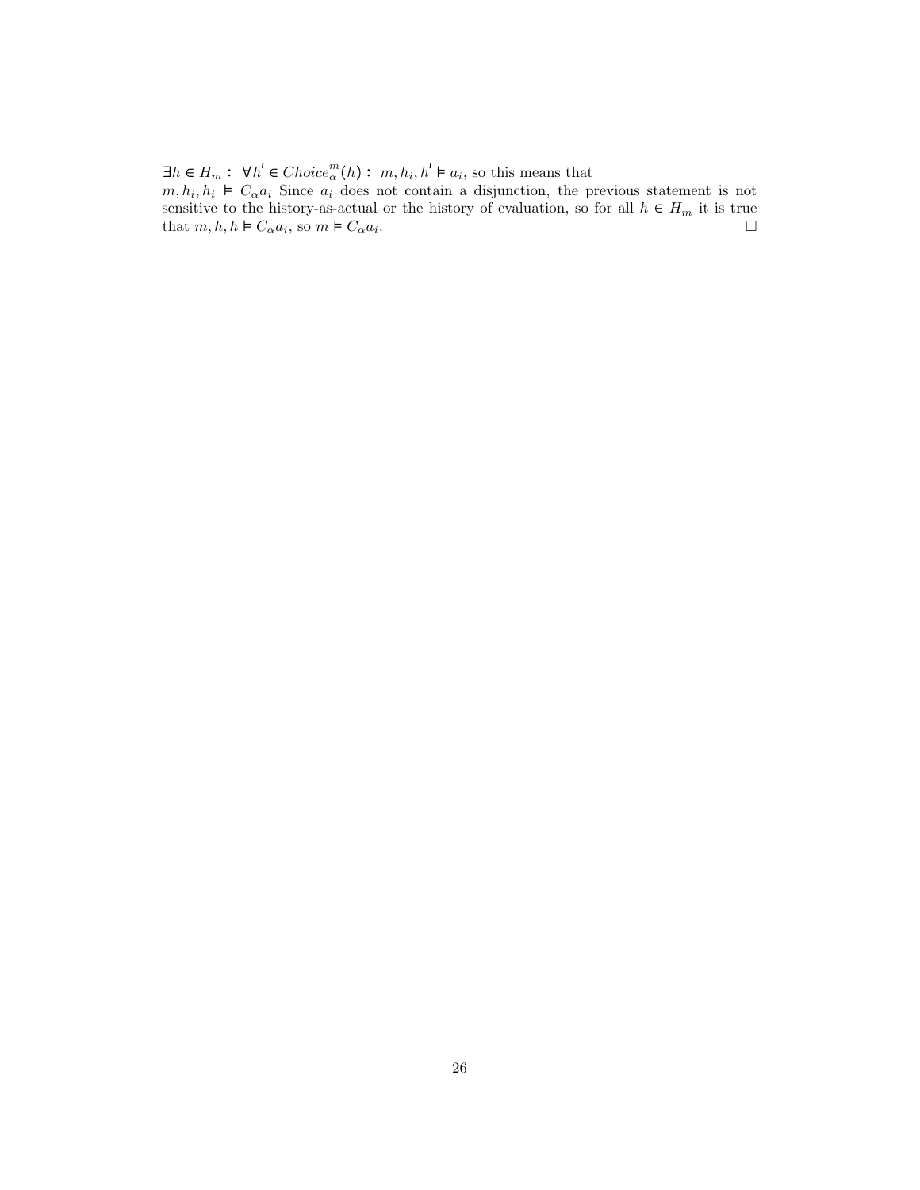$\exists h \in H_m : \forall h' \in Choice^m_\alpha(h) : m, h_i, h' \vDash a_i$, so this means that $m, h_i, h_i \vDash C_\alpha a_i$ Since $a_i$ does not contain a disjunction, the previous statement is not sensitive to the history-as-actual or the history of evaluation, so for all $h \in H_m$ it is true that $m, h, h \vDash C_\alpha a_i$, so $m \vDash C_\alpha a_i$. □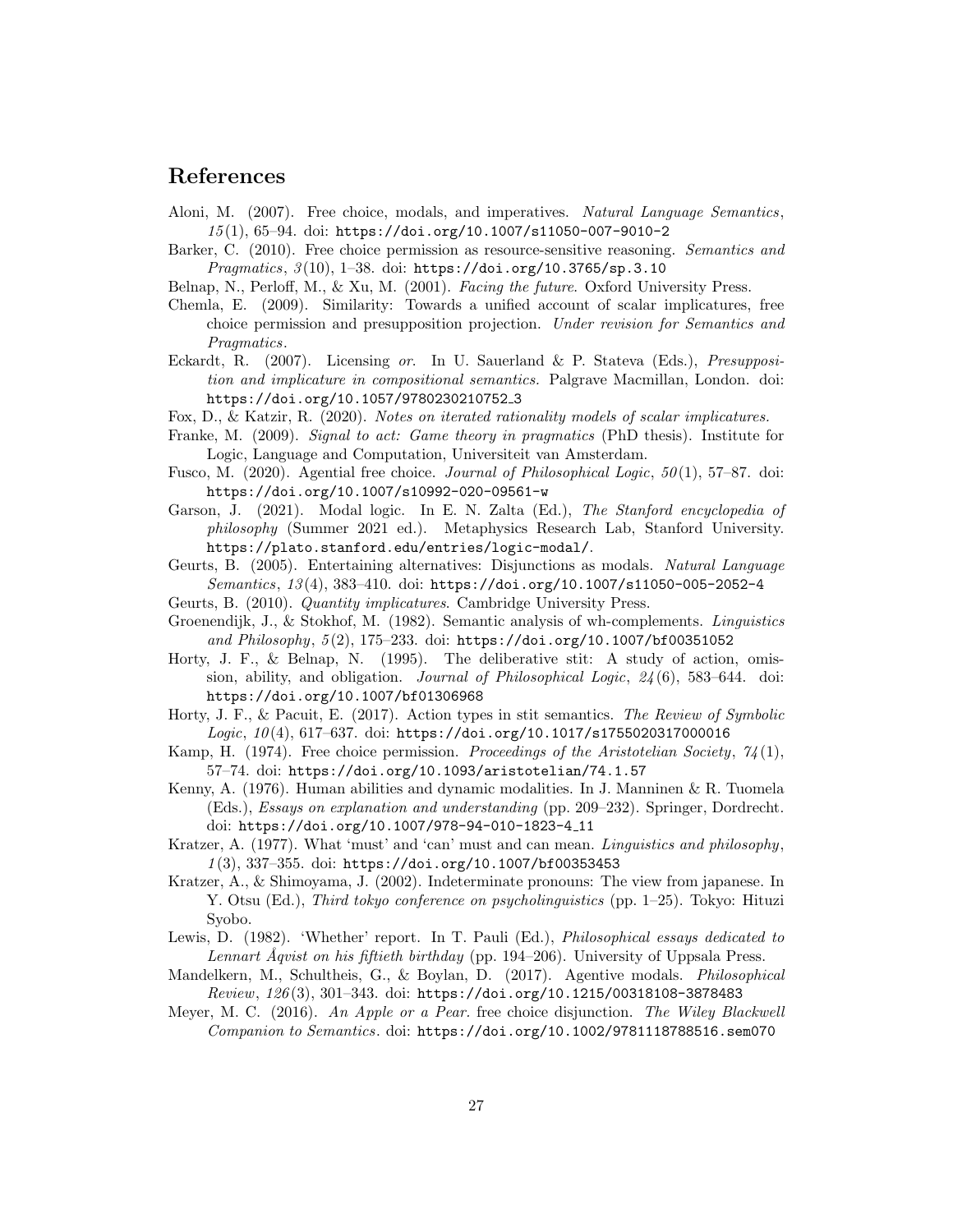## References

Aloni, M. (2007). Free choice, modals, and imperatives. *Natural Language Semantics*, *15*(1), 65–94. doi: https://doi.org/10.1007/s11050-007-9010-2

Barker, C. (2010). Free choice permission as resource-sensitive reasoning. *Semantics and Pragmatics*, *3*(10), 1–38. doi: https://doi.org/10.3765/sp.3.10

Belnap, N., Perloff, M., & Xu, M. (2001). *Facing the future.* Oxford University Press.

Chemla, E. (2009). Similarity: Towards a unified account of scalar implicatures, free choice permission and presupposition projection. *Under revision for Semantics and Pragmatics*.

Eckardt, R. (2007). Licensing *or*. In U. Sauerland & P. Stateva (Eds.), *Presupposition and implicature in compositional semantics.* Palgrave Macmillan, London. doi: https://doi.org/10.1057/9780230210752_3

Fox, D., & Katzir, R. (2020). *Notes on iterated rationality models of scalar implicatures.*

Franke, M. (2009). *Signal to act: Game theory in pragmatics* (PhD thesis). Institute for Logic, Language and Computation, Universiteit van Amsterdam.

Fusco, M. (2020). Agential free choice. *Journal of Philosophical Logic*, *50*(1), 57–87. doi: https://doi.org/10.1007/s10992-020-09561-w

Garson, J. (2021). Modal logic. In E. N. Zalta (Ed.), *The Stanford encyclopedia of philosophy* (Summer 2021 ed.). Metaphysics Research Lab, Stanford University. https://plato.stanford.edu/entries/logic-modal/.

Geurts, B. (2005). Entertaining alternatives: Disjunctions as modals. *Natural Language Semantics*, *13*(4), 383–410. doi: https://doi.org/10.1007/s11050-005-2052-4

Geurts, B. (2010). *Quantity implicatures*. Cambridge University Press.

Groenendijk, J., & Stokhof, M. (1982). Semantic analysis of wh-complements. *Linguistics and Philosophy*, *5*(2), 175–233. doi: https://doi.org/10.1007/bf00351052

Horty, J. F., & Belnap, N. (1995). The deliberative stit: A study of action, omission, ability, and obligation. *Journal of Philosophical Logic*, *24*(6), 583–644. doi: https://doi.org/10.1007/bf01306968

Horty, J. F., & Pacuit, E. (2017). Action types in stit semantics. *The Review of Symbolic Logic*, *10*(4), 617–637. doi: https://doi.org/10.1017/s1755020317000016

Kamp, H. (1974). Free choice permission. *Proceedings of the Aristotelian Society*, *74*(1), 57–74. doi: https://doi.org/10.1093/aristotelian/74.1.57

Kenny, A. (1976). Human abilities and dynamic modalities. In J. Manninen & R. Tuomela (Eds.), *Essays on explanation and understanding* (pp. 209–232). Springer, Dordrecht. doi: https://doi.org/10.1007/978-94-010-1823-4_11

Kratzer, A. (1977). What 'must' and 'can' must and can mean. *Linguistics and philosophy*, *1*(3), 337–355. doi: https://doi.org/10.1007/bf00353453

Kratzer, A., & Shimoyama, J. (2002). Indeterminate pronouns: The view from japanese. In Y. Otsu (Ed.), *Third tokyo conference on psycholinguistics* (pp. 1–25). Tokyo: Hituzi Syobo.

Lewis, D. (1982). 'Whether' report. In T. Pauli (Ed.), *Philosophical essays dedicated to Lennart Åqvist on his fiftieth birthday* (pp. 194–206). University of Uppsala Press.

Mandelkern, M., Schultheis, G., & Boylan, D. (2017). Agentive modals. *Philosophical Review*, *126*(3), 301–343. doi: https://doi.org/10.1215/00318108-3878483

Meyer, M. C. (2016). *An Apple or a Pear*. free choice disjunction. *The Wiley Blackwell Companion to Semantics*. doi: https://doi.org/10.1002/9781118788516.sem070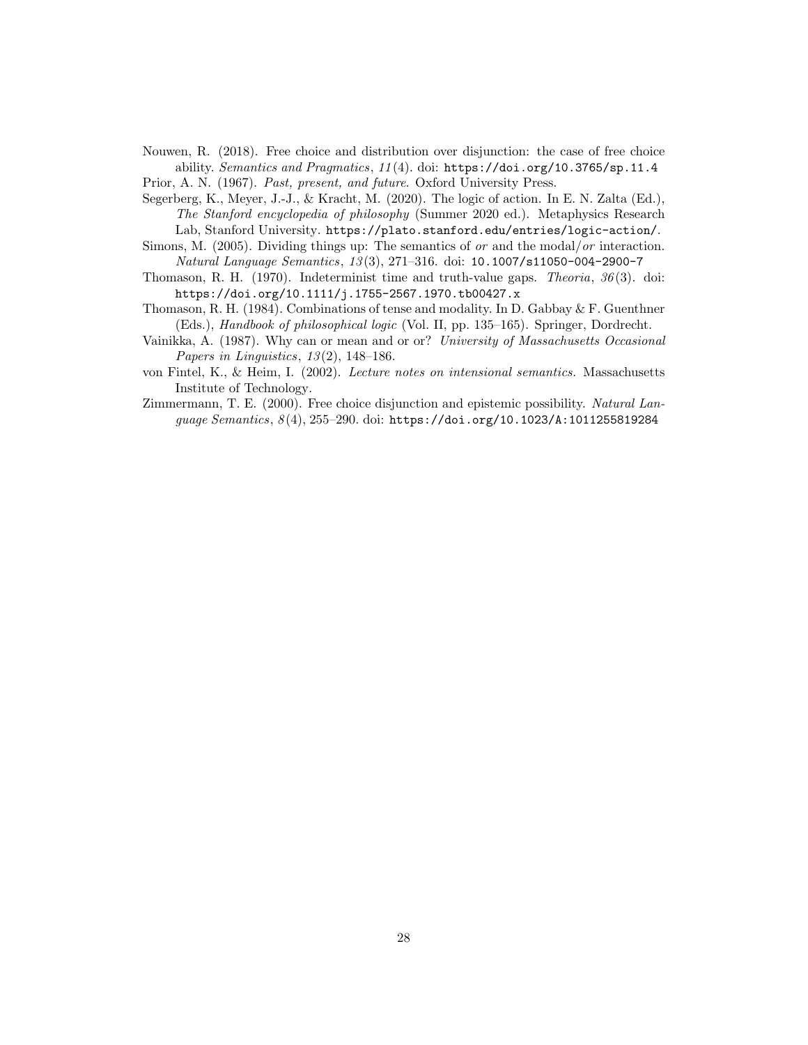Nouwen, R. (2018). Free choice and distribution over disjunction: the case of free choice ability. *Semantics and Pragmatics*, *11*(4). doi: https://doi.org/10.3765/sp.11.4

Prior, A. N. (1967). *Past, present, and future*. Oxford University Press.

Segerberg, K., Meyer, J.-J., & Kracht, M. (2020). The logic of action. In E. N. Zalta (Ed.), *The Stanford encyclopedia of philosophy* (Summer 2020 ed.). Metaphysics Research Lab, Stanford University. https://plato.stanford.edu/entries/logic-action/.

Simons, M. (2005). Dividing things up: The semantics of *or* and the modal/*or* interaction. *Natural Language Semantics*, *13*(3), 271–316. doi: 10.1007/s11050-004-2900-7

Thomason, R. H. (1970). Indeterminist time and truth-value gaps. *Theoria*, *36*(3). doi: https://doi.org/10.1111/j.1755-2567.1970.tb00427.x

Thomason, R. H. (1984). Combinations of tense and modality. In D. Gabbay & F. Guenthner (Eds.), *Handbook of philosophical logic* (Vol. II, pp. 135–165). Springer, Dordrecht.

Vainikka, A. (1987). Why can or mean and or or? *University of Massachusetts Occasional Papers in Linguistics*, *13*(2), 148–186.

von Fintel, K., & Heim, I. (2002). *Lecture notes on intensional semantics.* Massachusetts Institute of Technology.

Zimmermann, T. E. (2000). Free choice disjunction and epistemic possibility. *Natural Language Semantics*, *8*(4), 255–290. doi: https://doi.org/10.1023/A:1011255819284